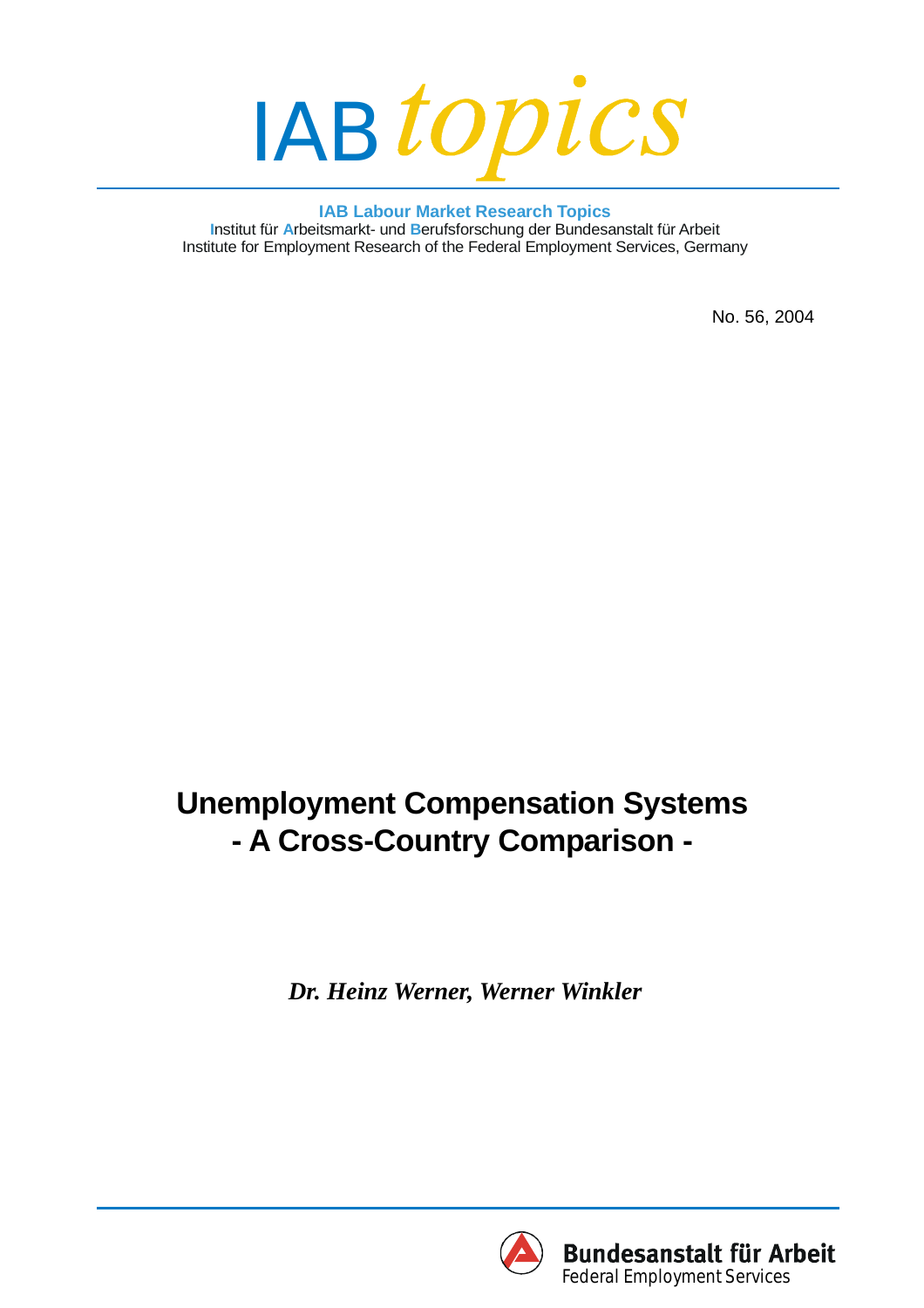IAB *topics*

**IAB Labour Market Research Topics**

Institut für Arbeitsmarkt- und Berufsforschung der Bundesanstalt für Arbeit
Institute for Employment Research of the Federal Employment Services, Germany

No. 56, 2004

# Unemployment Compensation Systems - A Cross-Country Comparison -

***Dr. Heinz Werner, Werner Winkler***

**Bundesanstalt für Arbeit**
Federal Employment Services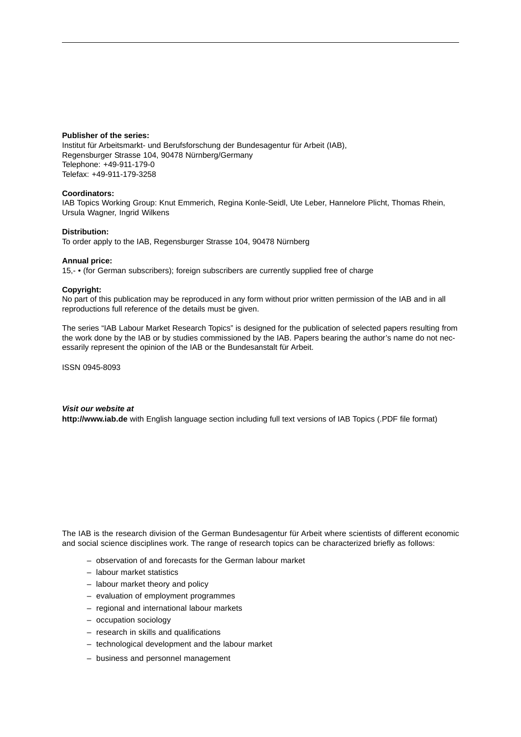**Publisher of the series:**
Institut für Arbeitsmarkt- und Berufsforschung der Bundesagentur für Arbeit (IAB),
Regensburger Strasse 104, 90478 Nürnberg/Germany
Telephone: +49-911-179-0
Telefax: +49-911-179-3258

**Coordinators:**
IAB Topics Working Group: Knut Emmerich, Regina Konle-Seidl, Ute Leber, Hannelore Plicht, Thomas Rhein, Ursula Wagner, Ingrid Wilkens

**Distribution:**
To order apply to the IAB, Regensburger Strasse 104, 90478 Nürnberg

**Annual price:**
15,- • (for German subscribers); foreign subscribers are currently supplied free of charge

**Copyright:**
No part of this publication may be reproduced in any form without prior written permission of the IAB and in all reproductions full reference of the details must be given.

The series "IAB Labour Market Research Topics" is designed for the publication of selected papers resulting from the work done by the IAB or by studies commissioned by the IAB. Papers bearing the author's name do not necessarily represent the opinion of the IAB or the Bundesanstalt für Arbeit.

ISSN 0945-8093

***Visit our website at***
**http://www.iab.de** with English language section including full text versions of IAB Topics (.PDF file format)

The IAB is the research division of the German Bundesagentur für Arbeit where scientists of different economic and social science disciplines work. The range of research topics can be characterized briefly as follows:

- observation of and forecasts for the German labour market
- labour market statistics
- labour market theory and policy
- evaluation of employment programmes
- regional and international labour markets
- occupation sociology
- research in skills and qualifications
- technological development and the labour market
- business and personnel management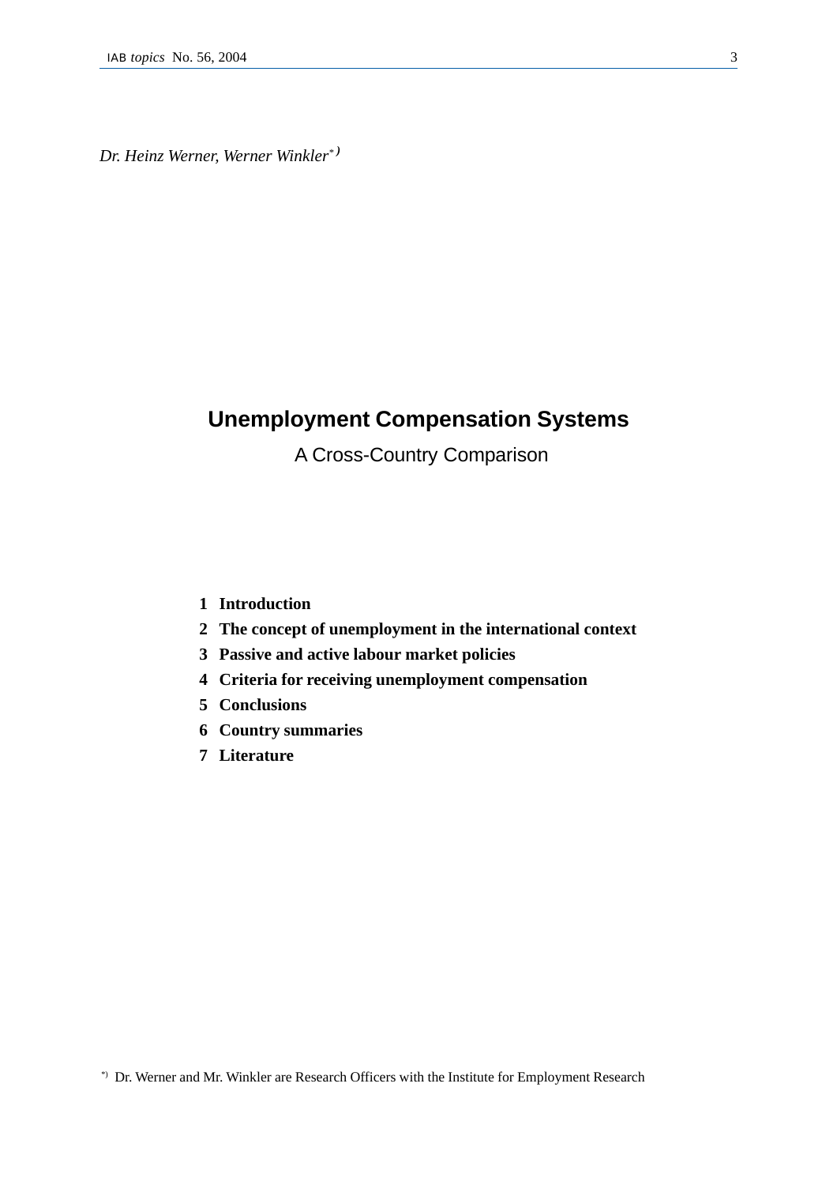*Dr. Heinz Werner, Werner Winkler*[*)]

# Unemployment Compensation Systems

A Cross-Country Comparison

**1 Introduction**

**2 The concept of unemployment in the international context**

**3 Passive and active labour market policies**

**4 Criteria for receiving unemployment compensation**

**5 Conclusions**

**6 Country summaries**

**7 Literature**

[*)] Dr. Werner and Mr. Winkler are Research Officers with the Institute for Employment Research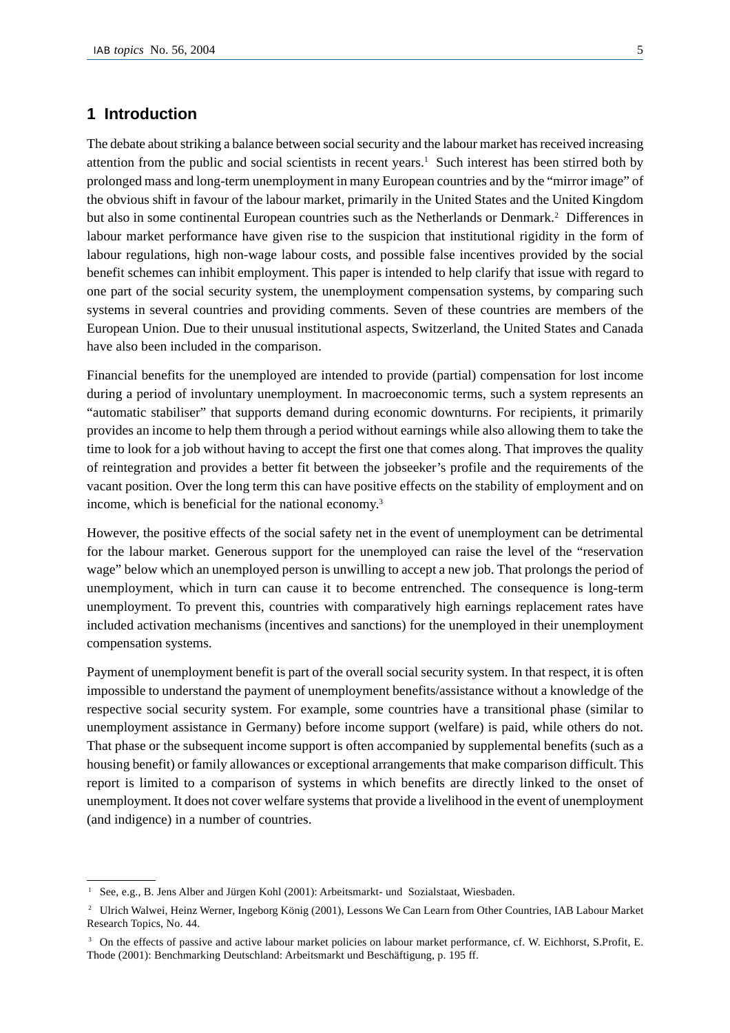# 1 Introduction

The debate about striking a balance between social security and the labour market has received increasing attention from the public and social scientists in recent years.[1] Such interest has been stirred both by prolonged mass and long-term unemployment in many European countries and by the "mirror image" of the obvious shift in favour of the labour market, primarily in the United States and the United Kingdom but also in some continental European countries such as the Netherlands or Denmark.[2] Differences in labour market performance have given rise to the suspicion that institutional rigidity in the form of labour regulations, high non-wage labour costs, and possible false incentives provided by the social benefit schemes can inhibit employment. This paper is intended to help clarify that issue with regard to one part of the social security system, the unemployment compensation systems, by comparing such systems in several countries and providing comments. Seven of these countries are members of the European Union. Due to their unusual institutional aspects, Switzerland, the United States and Canada have also been included in the comparison.

Financial benefits for the unemployed are intended to provide (partial) compensation for lost income during a period of involuntary unemployment. In macroeconomic terms, such a system represents an "automatic stabiliser" that supports demand during economic downturns. For recipients, it primarily provides an income to help them through a period without earnings while also allowing them to take the time to look for a job without having to accept the first one that comes along. That improves the quality of reintegration and provides a better fit between the jobseeker's profile and the requirements of the vacant position. Over the long term this can have positive effects on the stability of employment and on income, which is beneficial for the national economy.[3]

However, the positive effects of the social safety net in the event of unemployment can be detrimental for the labour market. Generous support for the unemployed can raise the level of the "reservation wage" below which an unemployed person is unwilling to accept a new job. That prolongs the period of unemployment, which in turn can cause it to become entrenched. The consequence is long-term unemployment. To prevent this, countries with comparatively high earnings replacement rates have included activation mechanisms (incentives and sanctions) for the unemployed in their unemployment compensation systems.

Payment of unemployment benefit is part of the overall social security system. In that respect, it is often impossible to understand the payment of unemployment benefits/assistance without a knowledge of the respective social security system. For example, some countries have a transitional phase (similar to unemployment assistance in Germany) before income support (welfare) is paid, while others do not. That phase or the subsequent income support is often accompanied by supplemental benefits (such as a housing benefit) or family allowances or exceptional arrangements that make comparison difficult. This report is limited to a comparison of systems in which benefits are directly linked to the onset of unemployment. It does not cover welfare systems that provide a livelihood in the event of unemployment (and indigence) in a number of countries.

---

[1] See, e.g., B. Jens Alber and Jürgen Kohl (2001): Arbeitsmarkt- und Sozialstaat, Wiesbaden.

[2] Ulrich Walwei, Heinz Werner, Ingeborg König (2001), Lessons We Can Learn from Other Countries, IAB Labour Market Research Topics, No. 44.

[3] On the effects of passive and active labour market policies on labour market performance, cf. W. Eichhorst, S.Profit, E. Thode (2001): Benchmarking Deutschland: Arbeitsmarkt und Beschäftigung, p. 195 ff.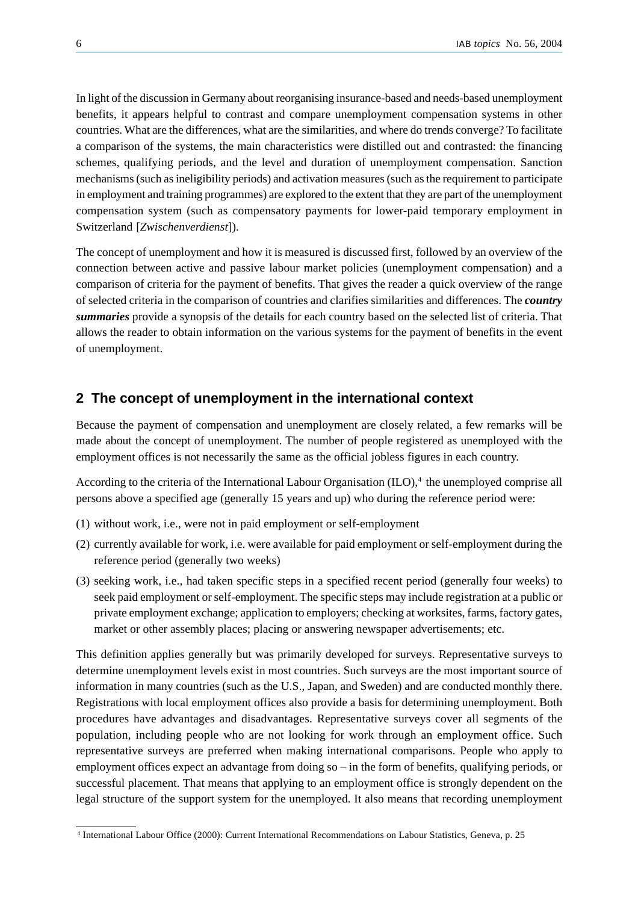In light of the discussion in Germany about reorganising insurance-based and needs-based unemployment benefits, it appears helpful to contrast and compare unemployment compensation systems in other countries. What are the differences, what are the similarities, and where do trends converge? To facilitate a comparison of the systems, the main characteristics were distilled out and contrasted: the financing schemes, qualifying periods, and the level and duration of unemployment compensation. Sanction mechanisms (such as ineligibility periods) and activation measures (such as the requirement to participate in employment and training programmes) are explored to the extent that they are part of the unemployment compensation system (such as compensatory payments for lower-paid temporary employment in Switzerland [*Zwischenverdienst*]).

The concept of unemployment and how it is measured is discussed first, followed by an overview of the connection between active and passive labour market policies (unemployment compensation) and a comparison of criteria for the payment of benefits. That gives the reader a quick overview of the range of selected criteria in the comparison of countries and clarifies similarities and differences. The ***country summaries*** provide a synopsis of the details for each country based on the selected list of criteria. That allows the reader to obtain information on the various systems for the payment of benefits in the event of unemployment.

## 2 The concept of unemployment in the international context

Because the payment of compensation and unemployment are closely related, a few remarks will be made about the concept of unemployment. The number of people registered as unemployed with the employment offices is not necessarily the same as the official jobless figures in each country.

According to the criteria of the International Labour Organisation (ILO),[4] the unemployed comprise all persons above a specified age (generally 15 years and up) who during the reference period were:

(1) without work, i.e., were not in paid employment or self-employment

(2) currently available for work, i.e. were available for paid employment or self-employment during the reference period (generally two weeks)

(3) seeking work, i.e., had taken specific steps in a specified recent period (generally four weeks) to seek paid employment or self-employment. The specific steps may include registration at a public or private employment exchange; application to employers; checking at worksites, farms, factory gates, market or other assembly places; placing or answering newspaper advertisements; etc.

This definition applies generally but was primarily developed for surveys. Representative surveys to determine unemployment levels exist in most countries. Such surveys are the most important source of information in many countries (such as the U.S., Japan, and Sweden) and are conducted monthly there. Registrations with local employment offices also provide a basis for determining unemployment. Both procedures have advantages and disadvantages. Representative surveys cover all segments of the population, including people who are not looking for work through an employment office. Such representative surveys are preferred when making international comparisons. People who apply to employment offices expect an advantage from doing so – in the form of benefits, qualifying periods, or successful placement. That means that applying to an employment office is strongly dependent on the legal structure of the support system for the unemployed. It also means that recording unemployment

---

[4] International Labour Office (2000): Current International Recommendations on Labour Statistics, Geneva, p. 25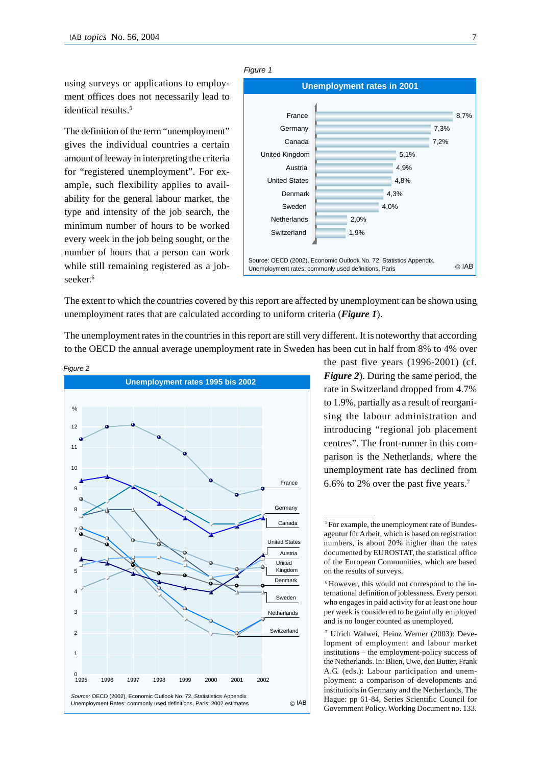using surveys or applications to employment offices does not necessarily lead to identical results.[5]

The definition of the term “unemployment” gives the individual countries a certain amount of leeway in interpreting the criteria for “registered unemployment”. For example, such flexibility applies to availability for the general labour market, the type and intensity of the job search, the minimum number of hours to be worked every week in the job being sought, or the number of hours that a person can work while still remaining registered as a jobseeker.[6]

*Figure 1*

**Unemployment rates in 2001**

| Country | Rate |
|---|---|
| France | 8,7% |
| Germany | 7,3% |
| Canada | 7,2% |
| United Kingdom | 5,1% |
| Austria | 4,9% |
| United States | 4,8% |
| Denmark | 4,3% |
| Sweden | 4,0% |
| Netherlands | 2,0% |
| Switzerland | 1,9% |

Source: OECD (2002), Economic Outlook No. 72, Statistics Appendix, Unemployment rates: commonly used definitions, Paris © IAB

The extent to which the countries covered by this report are affected by unemployment can be shown using unemployment rates that are calculated according to uniform criteria (***Figure 1***).

The unemployment rates in the countries in this report are still very different. It is noteworthy that according to the OECD the annual average unemployment rate in Sweden has been cut in half from 8% to 4% over the past five years (1996-2001) (cf. ***Figure 2***). During the same period, the rate in Switzerland dropped from 4.7% to 1.9%, partially as a result of reorganising the labour administration and introducing “regional job placement centres”. The front-runner in this comparison is the Netherlands, where the unemployment rate has declined from 6.6% to 2% over the past five years.[7]

*Figure 2*

**Unemployment rates 1995 bis 2002**

*Source:* OECD (2002), Economic Outlook No. 72, Statistiscs Appendix Unemployment Rates: commonly used definitions, Paris; 2002 estimates © IAB

[5] For example, the unemployment rate of Bundesagentur für Arbeit, which is based on registration numbers, is about 20% higher than the rates documented by EUROSTAT, the statistical office of the European Communities, which are based on the results of surveys.

[6] However, this would not correspond to the international definition of joblessness. Every person who engages in paid activity for at least one hour per week is considered to be gainfully employed and is no longer counted as unemployed.

[7] Ulrich Walwei, Heinz Werner (2003): Development of employment and labour market institutions – the employment-policy success of the Netherlands. In: Blien, Uwe, den Butter, Frank A.G. (eds.): Labour participation and unemployment: a comparison of developments and institutions in Germany and the Netherlands, The Hague: pp 61-84, Series Scientific Council for Government Policy. Working Document no. 133.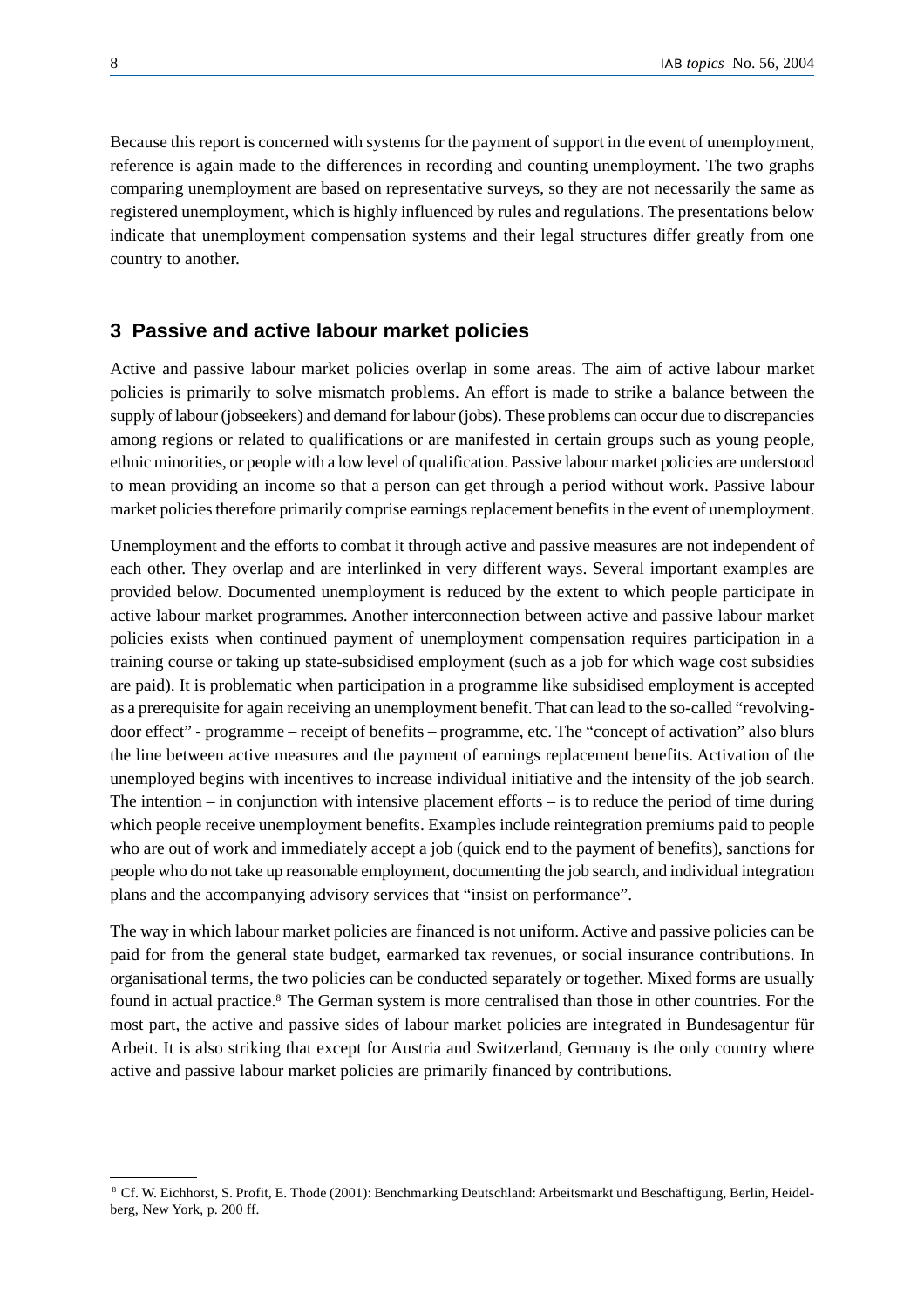Because this report is concerned with systems for the payment of support in the event of unemployment, reference is again made to the differences in recording and counting unemployment. The two graphs comparing unemployment are based on representative surveys, so they are not necessarily the same as registered unemployment, which is highly influenced by rules and regulations. The presentations below indicate that unemployment compensation systems and their legal structures differ greatly from one country to another.

## 3 Passive and active labour market policies

Active and passive labour market policies overlap in some areas. The aim of active labour market policies is primarily to solve mismatch problems. An effort is made to strike a balance between the supply of labour (jobseekers) and demand for labour (jobs). These problems can occur due to discrepancies among regions or related to qualifications or are manifested in certain groups such as young people, ethnic minorities, or people with a low level of qualification. Passive labour market policies are understood to mean providing an income so that a person can get through a period without work. Passive labour market policies therefore primarily comprise earnings replacement benefits in the event of unemployment.

Unemployment and the efforts to combat it through active and passive measures are not independent of each other. They overlap and are interlinked in very different ways. Several important examples are provided below. Documented unemployment is reduced by the extent to which people participate in active labour market programmes. Another interconnection between active and passive labour market policies exists when continued payment of unemployment compensation requires participation in a training course or taking up state-subsidised employment (such as a job for which wage cost subsidies are paid). It is problematic when participation in a programme like subsidised employment is accepted as a prerequisite for again receiving an unemployment benefit. That can lead to the so-called "revolving-door effect" - programme – receipt of benefits – programme, etc. The "concept of activation" also blurs the line between active measures and the payment of earnings replacement benefits. Activation of the unemployed begins with incentives to increase individual initiative and the intensity of the job search. The intention – in conjunction with intensive placement efforts – is to reduce the period of time during which people receive unemployment benefits. Examples include reintegration premiums paid to people who are out of work and immediately accept a job (quick end to the payment of benefits), sanctions for people who do not take up reasonable employment, documenting the job search, and individual integration plans and the accompanying advisory services that "insist on performance".

The way in which labour market policies are financed is not uniform. Active and passive policies can be paid for from the general state budget, earmarked tax revenues, or social insurance contributions. In organisational terms, the two policies can be conducted separately or together. Mixed forms are usually found in actual practice.[8] The German system is more centralised than those in other countries. For the most part, the active and passive sides of labour market policies are integrated in Bundesagentur für Arbeit. It is also striking that except for Austria and Switzerland, Germany is the only country where active and passive labour market policies are primarily financed by contributions.

[8] Cf. W. Eichhorst, S. Profit, E. Thode (2001): Benchmarking Deutschland: Arbeitsmarkt und Beschäftigung, Berlin, Heidelberg, New York, p. 200 ff.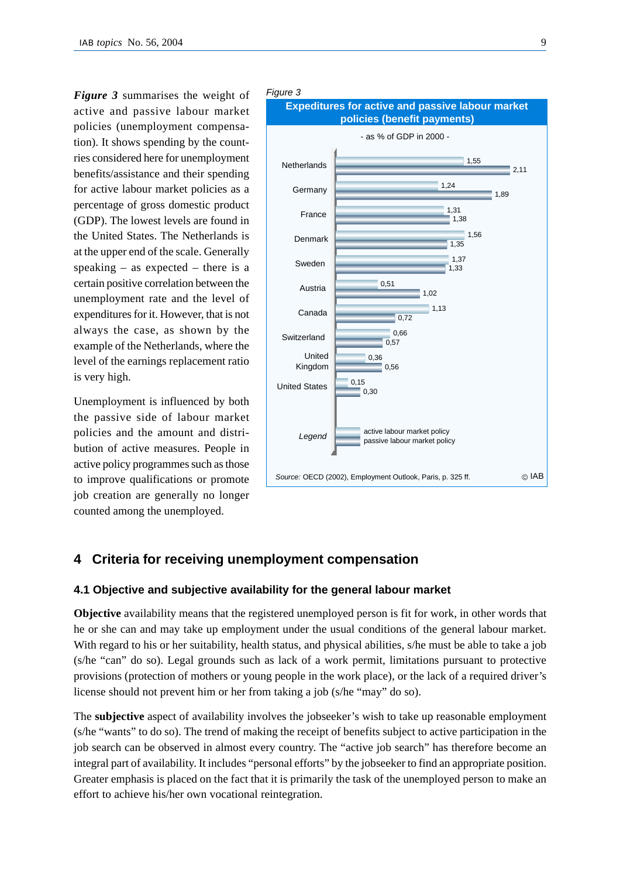***Figure 3*** summarises the weight of active and passive labour market policies (unemployment compensation). It shows spending by the countries considered here for unemployment benefits/assistance and their spending for active labour market policies as a percentage of gross domestic product (GDP). The lowest levels are found in the United States. The Netherlands is at the upper end of the scale. Generally speaking – as expected – there is a certain positive correlation between the unemployment rate and the level of expenditures for it. However, that is not always the case, as shown by the example of the Netherlands, where the level of the earnings replacement ratio is very high.

Unemployment is influenced by both the passive side of labour market policies and the amount and distribution of active measures. People in active policy programmes such as those to improve qualifications or promote job creation are generally no longer counted among the unemployed.

*Figure 3*

**Expeditures for active and passive labour market policies (benefit payments)**

- as % of GDP in 2000 -

| Country | active labour market policy | passive labour market policy |
|---|---|---|
| Netherlands | 1,55 | 2,11 |
| Germany | 1,24 | 1,89 |
| France | 1,31 | 1,38 |
| Denmark | 1,56 | 1,35 |
| Sweden | 1,37 | 1,33 |
| Austria | 0,51 | 1,02 |
| Canada | 1,13 | 0,72 |
| Switzerland | 0,66 | 0,57 |
| United Kingdom | 0,36 | 0,56 |
| United States | 0,15 | 0,30 |

*Source:* OECD (2002), Employment Outlook, Paris, p. 325 ff. © IAB

## 4 Criteria for receiving unemployment compensation

### 4.1 Objective and subjective availability for the general labour market

**Objective** availability means that the registered unemployed person is fit for work, in other words that he or she can and may take up employment under the usual conditions of the general labour market. With regard to his or her suitability, health status, and physical abilities, s/he must be able to take a job (s/he "can" do so). Legal grounds such as lack of a work permit, limitations pursuant to protective provisions (protection of mothers or young people in the work place), or the lack of a required driver's license should not prevent him or her from taking a job (s/he "may" do so).

The **subjective** aspect of availability involves the jobseeker's wish to take up reasonable employment (s/he "wants" to do so). The trend of making the receipt of benefits subject to active participation in the job search can be observed in almost every country. The "active job search" has therefore become an integral part of availability. It includes "personal efforts" by the jobseeker to find an appropriate position. Greater emphasis is placed on the fact that it is primarily the task of the unemployed person to make an effort to achieve his/her own vocational reintegration.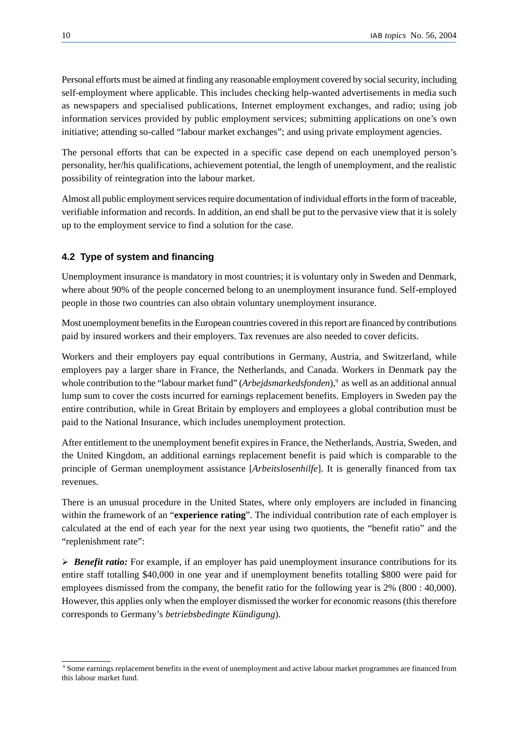Personal efforts must be aimed at finding any reasonable employment covered by social security, including self-employment where applicable. This includes checking help-wanted advertisements in media such as newspapers and specialised publications, Internet employment exchanges, and radio; using job information services provided by public employment services; submitting applications on one's own initiative; attending so-called "labour market exchanges"; and using private employment agencies.

The personal efforts that can be expected in a specific case depend on each unemployed person's personality, her/his qualifications, achievement potential, the length of unemployment, and the realistic possibility of reintegration into the labour market.

Almost all public employment services require documentation of individual efforts in the form of traceable, verifiable information and records. In addition, an end shall be put to the pervasive view that it is solely up to the employment service to find a solution for the case.

### 4.2 Type of system and financing

Unemployment insurance is mandatory in most countries; it is voluntary only in Sweden and Denmark, where about 90% of the people concerned belong to an unemployment insurance fund. Self-employed people in those two countries can also obtain voluntary unemployment insurance.

Most unemployment benefits in the European countries covered in this report are financed by contributions paid by insured workers and their employers. Tax revenues are also needed to cover deficits.

Workers and their employers pay equal contributions in Germany, Austria, and Switzerland, while employers pay a larger share in France, the Netherlands, and Canada. Workers in Denmark pay the whole contribution to the "labour market fund" (*Arbejdsmarkedsfonden*),[9] as well as an additional annual lump sum to cover the costs incurred for earnings replacement benefits. Employers in Sweden pay the entire contribution, while in Great Britain by employers and employees a global contribution must be paid to the National Insurance, which includes unemployment protection.

After entitlement to the unemployment benefit expires in France, the Netherlands, Austria, Sweden, and the United Kingdom, an additional earnings replacement benefit is paid which is comparable to the principle of German unemployment assistance [*Arbeitslosenhilfe*]. It is generally financed from tax revenues.

There is an unusual procedure in the United States, where only employers are included in financing within the framework of an "**experience rating**". The individual contribution rate of each employer is calculated at the end of each year for the next year using two quotients, the "benefit ratio" and the "replenishment rate":

- ***Benefit ratio:*** For example, if an employer has paid unemployment insurance contributions for its entire staff totalling \$40,000 in one year and if unemployment benefits totalling \$800 were paid for employees dismissed from the company, the benefit ratio for the following year is 2% (800 : 40,000). However, this applies only when the employer dismissed the worker for economic reasons (this therefore corresponds to Germany's *betriebsbedingte Kündigung*).

---

[9] Some earnings replacement benefits in the event of unemployment and active labour market programmes are financed from this labour market fund.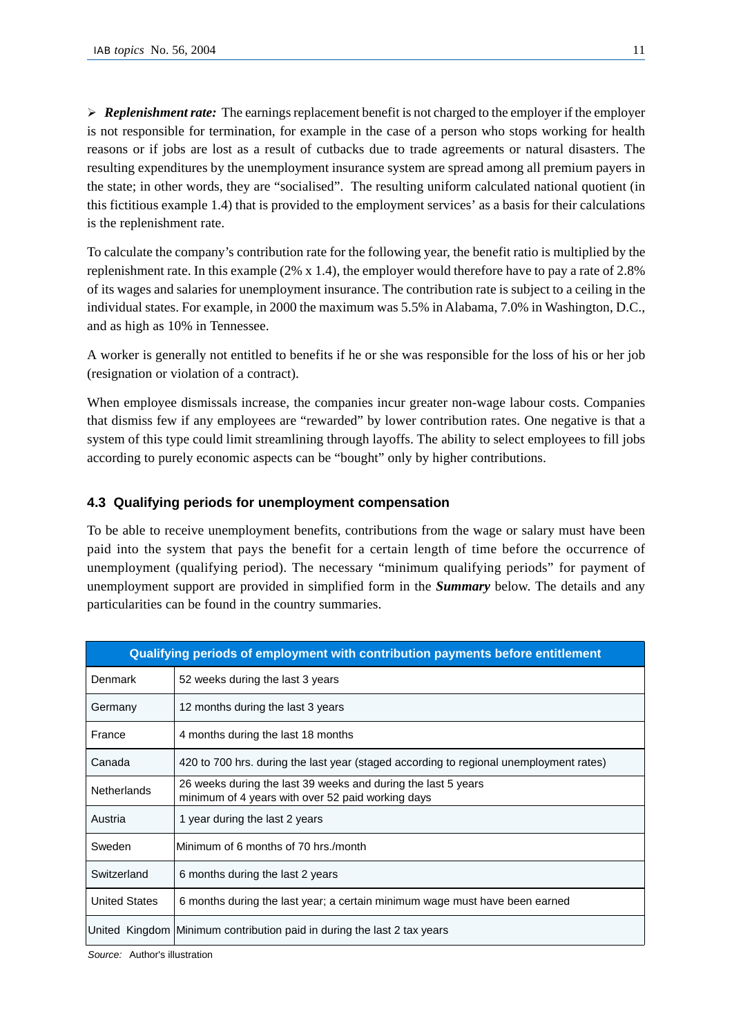➢ ***Replenishment rate:*** The earnings replacement benefit is not charged to the employer if the employer is not responsible for termination, for example in the case of a person who stops working for health reasons or if jobs are lost as a result of cutbacks due to trade agreements or natural disasters. The resulting expenditures by the unemployment insurance system are spread among all premium payers in the state; in other words, they are "socialised". The resulting uniform calculated national quotient (in this fictitious example 1.4) that is provided to the employment services' as a basis for their calculations is the replenishment rate.

To calculate the company's contribution rate for the following year, the benefit ratio is multiplied by the replenishment rate. In this example (2% x 1.4), the employer would therefore have to pay a rate of 2.8% of its wages and salaries for unemployment insurance. The contribution rate is subject to a ceiling in the individual states. For example, in 2000 the maximum was 5.5% in Alabama, 7.0% in Washington, D.C., and as high as 10% in Tennessee.

A worker is generally not entitled to benefits if he or she was responsible for the loss of his or her job (resignation or violation of a contract).

When employee dismissals increase, the companies incur greater non-wage labour costs. Companies that dismiss few if any employees are "rewarded" by lower contribution rates. One negative is that a system of this type could limit streamlining through layoffs. The ability to select employees to fill jobs according to purely economic aspects can be "bought" only by higher contributions.

### 4.3 Qualifying periods for unemployment compensation

To be able to receive unemployment benefits, contributions from the wage or salary must have been paid into the system that pays the benefit for a certain length of time before the occurrence of unemployment (qualifying period). The necessary "minimum qualifying periods" for payment of unemployment support are provided in simplified form in the ***Summary*** below. The details and any particularities can be found in the country summaries.

| Qualifying periods of employment with contribution payments before entitlement | |
|---|---|
| Denmark | 52 weeks during the last 3 years |
| Germany | 12 months during the last 3 years |
| France | 4 months during the last 18 months |
| Canada | 420 to 700 hrs. during the last year (staged according to regional unemployment rates) |
| Netherlands | 26 weeks during the last 39 weeks and during the last 5 years minimum of 4 years with over 52 paid working days |
| Austria | 1 year during the last 2 years |
| Sweden | Minimum of 6 months of 70 hrs./month |
| Switzerland | 6 months during the last 2 years |
| United States | 6 months during the last year; a certain minimum wage must have been earned |
| United Kingdom | Minimum contribution paid in during the last 2 tax years |

*Source:* Author's illustration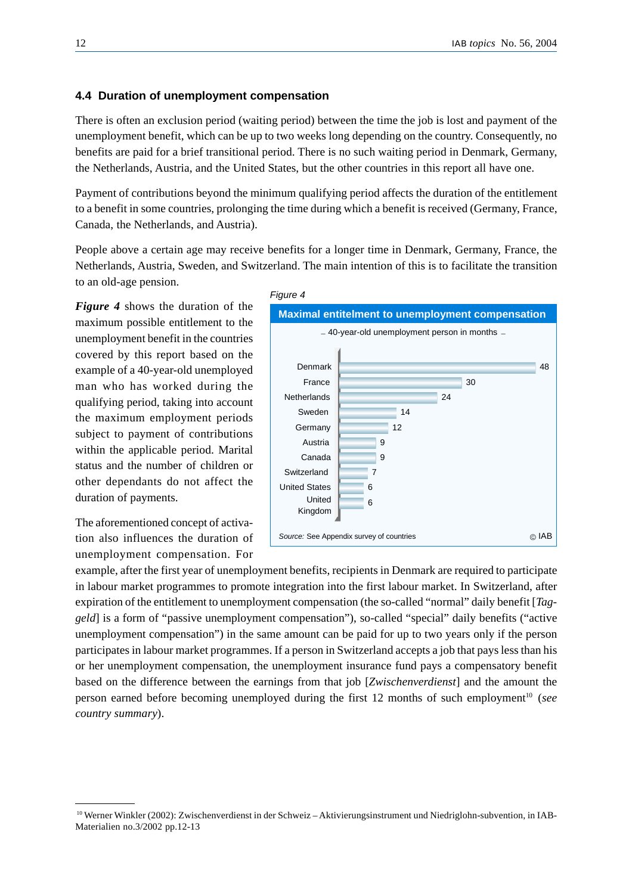### 4.4 Duration of unemployment compensation

There is often an exclusion period (waiting period) between the time the job is lost and payment of the unemployment benefit, which can be up to two weeks long depending on the country. Consequently, no benefits are paid for a brief transitional period. There is no such waiting period in Denmark, Germany, the Netherlands, Austria, and the United States, but the other countries in this report all have one.

Payment of contributions beyond the minimum qualifying period affects the duration of the entitlement to a benefit in some countries, prolonging the time during which a benefit is received (Germany, France, Canada, the Netherlands, and Austria).

People above a certain age may receive benefits for a longer time in Denmark, Germany, France, the Netherlands, Austria, Sweden, and Switzerland. The main intention of this is to facilitate the transition to an old-age pension.

***Figure 4*** shows the duration of the maximum possible entitlement to the unemployment benefit in the countries covered by this report based on the example of a 40-year-old unemployed man who has worked during the qualifying period, taking into account the maximum employment periods subject to payment of contributions within the applicable period. Marital status and the number of children or other dependants do not affect the duration of payments.

*Figure 4*

**Maximal entitelment to unemployment compensation**

– 40-year-old unemployment person in months –

| Country | Months |
|---|---|
| Denmark | 48 |
| France | 30 |
| Netherlands | 24 |
| Sweden | 14 |
| Germany | 12 |
| Austria | 9 |
| Canada | 9 |
| Switzerland | 7 |
| United States | 6 |
| United Kingdom | 6 |

*Source:* See Appendix survey of countries © IAB

The aforementioned concept of activation also influences the duration of unemployment compensation. For example, after the first year of unemployment benefits, recipients in Denmark are required to participate in labour market programmes to promote integration into the first labour market. In Switzerland, after expiration of the entitlement to unemployment compensation (the so-called "normal" daily benefit [*Taggeld*] is a form of "passive unemployment compensation"), so-called "special" daily benefits ("active unemployment compensation") in the same amount can be paid for up to two years only if the person participates in labour market programmes. If a person in Switzerland accepts a job that pays less than his or her unemployment compensation, the unemployment insurance fund pays a compensatory benefit based on the difference between the earnings from that job [*Zwischenverdienst*] and the amount the person earned before becoming unemployed during the first 12 months of such employment[10] (*see country summary*).

---

[10] Werner Winkler (2002): Zwischenverdienst in der Schweiz – Aktivierungsinstrument und Niedriglohn-subvention, in IAB-Materialien no.3/2002 pp.12-13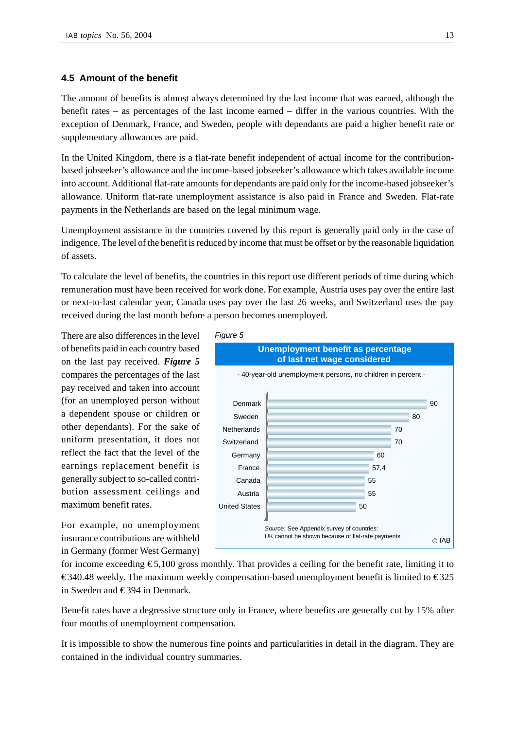### 4.5 Amount of the benefit

The amount of benefits is almost always determined by the last income that was earned, although the benefit rates – as percentages of the last income earned – differ in the various countries. With the exception of Denmark, France, and Sweden, people with dependants are paid a higher benefit rate or supplementary allowances are paid.

In the United Kingdom, there is a flat-rate benefit independent of actual income for the contribution-based jobseeker's allowance and the income-based jobseeker's allowance which takes available income into account. Additional flat-rate amounts for dependants are paid only for the income-based jobseeker's allowance. Uniform flat-rate unemployment assistance is also paid in France and Sweden. Flat-rate payments in the Netherlands are based on the legal minimum wage.

Unemployment assistance in the countries covered by this report is generally paid only in the case of indigence. The level of the benefit is reduced by income that must be offset or by the reasonable liquidation of assets.

To calculate the level of benefits, the countries in this report use different periods of time during which remuneration must have been received for work done. For example, Austria uses pay over the entire last or next-to-last calendar year, Canada uses pay over the last 26 weeks, and Switzerland uses the pay received during the last month before a person becomes unemployed.

There are also differences in the level of benefits paid in each country based on the last pay received. ***Figure 5*** compares the percentages of the last pay received and taken into account (for an unemployed person without a dependent spouse or children or other dependants). For the sake of uniform presentation, it does not reflect the fact that the level of the earnings replacement benefit is generally subject to so-called contribution assessment ceilings and maximum benefit rates.

*Figure 5*

**Unemployment benefit as percentage of last net wage considered**

- 40-year-old unemployment persons, no children in percent -

| Country | Percent |
|---|---|
| Denmark | 90 |
| Sweden | 80 |
| Netherlands | 70 |
| Switzerland | 70 |
| Germany | 60 |
| France | 57,4 |
| Canada | 55 |
| Austria | 55 |
| United States | 50 |

*Source:* See Appendix survey of countries:
UK cannot be shown because of flat-rate payments

© IAB

For example, no unemployment insurance contributions are withheld in Germany (former West Germany) for income exceeding €5,100 gross monthly. That provides a ceiling for the benefit rate, limiting it to €340.48 weekly. The maximum weekly compensation-based unemployment benefit is limited to €325 in Sweden and €394 in Denmark.

Benefit rates have a degressive structure only in France, where benefits are generally cut by 15% after four months of unemployment compensation.

It is impossible to show the numerous fine points and particularities in detail in the diagram. They are contained in the individual country summaries.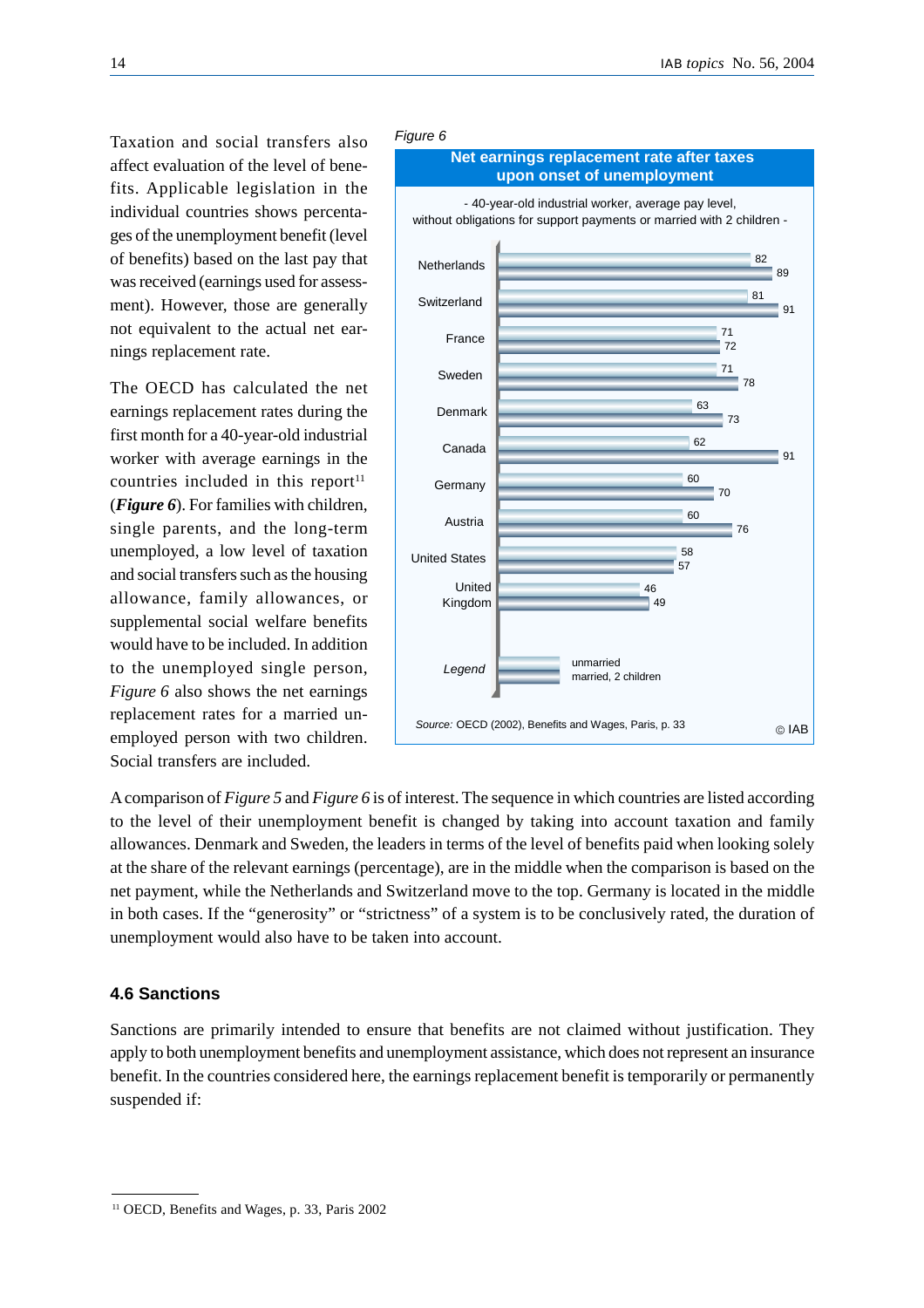Taxation and social transfers also affect evaluation of the level of benefits. Applicable legislation in the individual countries shows percentages of the unemployment benefit (level of benefits) based on the last pay that was received (earnings used for assessment). However, those are generally not equivalent to the actual net earnings replacement rate.

The OECD has calculated the net earnings replacement rates during the first month for a 40-year-old industrial worker with average earnings in the countries included in this report[11] (***Figure 6***). For families with children, single parents, and the long-term unemployed, a low level of taxation and social transfers such as the housing allowance, family allowances, or supplemental social welfare benefits would have to be included. In addition to the unemployed single person, *Figure 6* also shows the net earnings replacement rates for a married unemployed person with two children. Social transfers are included.

*Figure 6*

**Net earnings replacement rate after taxes upon onset of unemployment**

- 40-year-old industrial worker, average pay level, without obligations for support payments or married with 2 children -

| Country | unmarried | married, 2 children |
|---|---|---|
| Netherlands | 82 | 89 |
| Switzerland | 81 | 91 |
| France | 71 | 72 |
| Sweden | 71 | 78 |
| Denmark | 63 | 73 |
| Canada | 62 | 91 |
| Germany | 60 | 70 |
| Austria | 60 | 76 |
| United States | 58 | 57 |
| United Kingdom | 46 | 49 |

*Source:* OECD (2002), Benefits and Wages, Paris, p. 33 © IAB

A comparison of *Figure 5* and *Figure 6* is of interest. The sequence in which countries are listed according to the level of their unemployment benefit is changed by taking into account taxation and family allowances. Denmark and Sweden, the leaders in terms of the level of benefits paid when looking solely at the share of the relevant earnings (percentage), are in the middle when the comparison is based on the net payment, while the Netherlands and Switzerland move to the top. Germany is located in the middle in both cases. If the "generosity" or "strictness" of a system is to be conclusively rated, the duration of unemployment would also have to be taken into account.

### 4.6 Sanctions

Sanctions are primarily intended to ensure that benefits are not claimed without justification. They apply to both unemployment benefits and unemployment assistance, which does not represent an insurance benefit. In the countries considered here, the earnings replacement benefit is temporarily or permanently suspended if:

[11] OECD, Benefits and Wages, p. 33, Paris 2002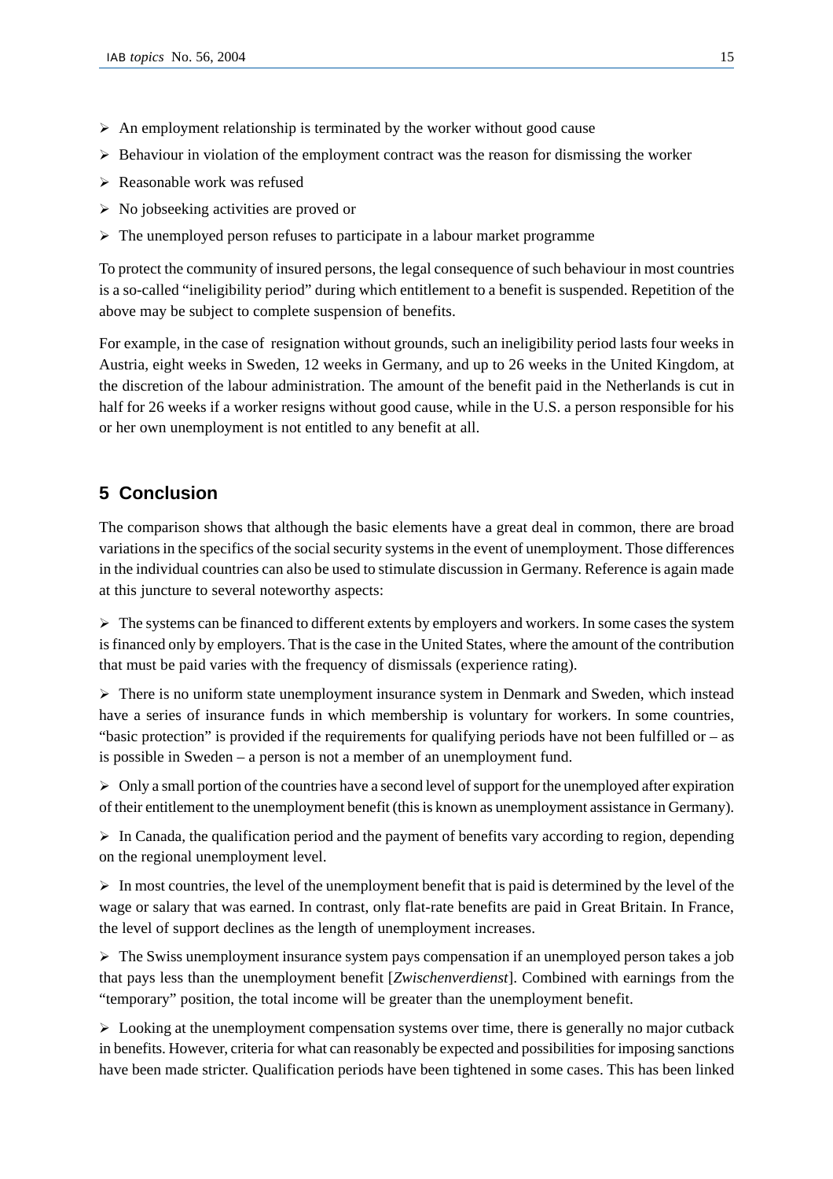- An employment relationship is terminated by the worker without good cause
- Behaviour in violation of the employment contract was the reason for dismissing the worker
- Reasonable work was refused
- No jobseeking activities are proved or
- The unemployed person refuses to participate in a labour market programme

To protect the community of insured persons, the legal consequence of such behaviour in most countries is a so-called "ineligibility period" during which entitlement to a benefit is suspended. Repetition of the above may be subject to complete suspension of benefits.

For example, in the case of resignation without grounds, such an ineligibility period lasts four weeks in Austria, eight weeks in Sweden, 12 weeks in Germany, and up to 26 weeks in the United Kingdom, at the discretion of the labour administration. The amount of the benefit paid in the Netherlands is cut in half for 26 weeks if a worker resigns without good cause, while in the U.S. a person responsible for his or her own unemployment is not entitled to any benefit at all.

## 5 Conclusion

The comparison shows that although the basic elements have a great deal in common, there are broad variations in the specifics of the social security systems in the event of unemployment. Those differences in the individual countries can also be used to stimulate discussion in Germany. Reference is again made at this juncture to several noteworthy aspects:

- The systems can be financed to different extents by employers and workers. In some cases the system is financed only by employers. That is the case in the United States, where the amount of the contribution that must be paid varies with the frequency of dismissals (experience rating).

- There is no uniform state unemployment insurance system in Denmark and Sweden, which instead have a series of insurance funds in which membership is voluntary for workers. In some countries, "basic protection" is provided if the requirements for qualifying periods have not been fulfilled or – as is possible in Sweden – a person is not a member of an unemployment fund.

- Only a small portion of the countries have a second level of support for the unemployed after expiration of their entitlement to the unemployment benefit (this is known as unemployment assistance in Germany).

- In Canada, the qualification period and the payment of benefits vary according to region, depending on the regional unemployment level.

- In most countries, the level of the unemployment benefit that is paid is determined by the level of the wage or salary that was earned. In contrast, only flat-rate benefits are paid in Great Britain. In France, the level of support declines as the length of unemployment increases.

- The Swiss unemployment insurance system pays compensation if an unemployed person takes a job that pays less than the unemployment benefit [*Zwischenverdienst*]. Combined with earnings from the "temporary" position, the total income will be greater than the unemployment benefit.

- Looking at the unemployment compensation systems over time, there is generally no major cutback in benefits. However, criteria for what can reasonably be expected and possibilities for imposing sanctions have been made stricter. Qualification periods have been tightened in some cases. This has been linked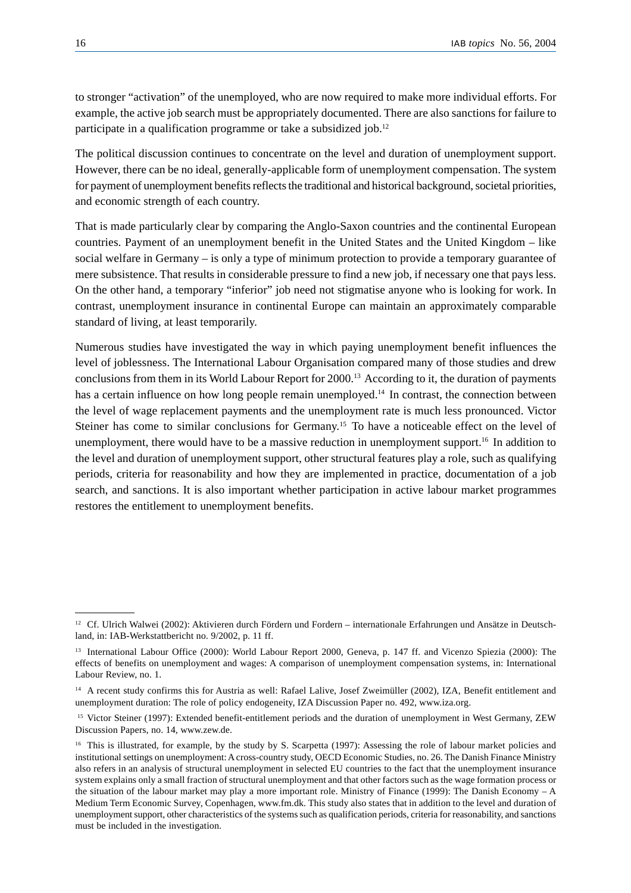to stronger "activation" of the unemployed, who are now required to make more individual efforts. For example, the active job search must be appropriately documented. There are also sanctions for failure to participate in a qualification programme or take a subsidized job.[12]

The political discussion continues to concentrate on the level and duration of unemployment support. However, there can be no ideal, generally-applicable form of unemployment compensation. The system for payment of unemployment benefits reflects the traditional and historical background, societal priorities, and economic strength of each country.

That is made particularly clear by comparing the Anglo-Saxon countries and the continental European countries. Payment of an unemployment benefit in the United States and the United Kingdom – like social welfare in Germany – is only a type of minimum protection to provide a temporary guarantee of mere subsistence. That results in considerable pressure to find a new job, if necessary one that pays less. On the other hand, a temporary "inferior" job need not stigmatise anyone who is looking for work. In contrast, unemployment insurance in continental Europe can maintain an approximately comparable standard of living, at least temporarily.

Numerous studies have investigated the way in which paying unemployment benefit influences the level of joblessness. The International Labour Organisation compared many of those studies and drew conclusions from them in its World Labour Report for 2000.[13] According to it, the duration of payments has a certain influence on how long people remain unemployed.[14] In contrast, the connection between the level of wage replacement payments and the unemployment rate is much less pronounced. Victor Steiner has come to similar conclusions for Germany.[15] To have a noticeable effect on the level of unemployment, there would have to be a massive reduction in unemployment support.[16] In addition to the level and duration of unemployment support, other structural features play a role, such as qualifying periods, criteria for reasonability and how they are implemented in practice, documentation of a job search, and sanctions. It is also important whether participation in active labour market programmes restores the entitlement to unemployment benefits.

---

[12] Cf. Ulrich Walwei (2002): Aktivieren durch Fördern und Fordern – internationale Erfahrungen und Ansätze in Deutschland, in: IAB-Werkstattbericht no. 9/2002, p. 11 ff.

[13] International Labour Office (2000): World Labour Report 2000, Geneva, p. 147 ff. and Vicenzo Spiezia (2000): The effects of benefits on unemployment and wages: A comparison of unemployment compensation systems, in: International Labour Review, no. 1.

[14] A recent study confirms this for Austria as well: Rafael Lalive, Josef Zweimüller (2002), IZA, Benefit entitlement and unemployment duration: The role of policy endogeneity, IZA Discussion Paper no. 492, www.iza.org.

[15] Victor Steiner (1997): Extended benefit-entitlement periods and the duration of unemployment in West Germany, ZEW Discussion Papers, no. 14, www.zew.de.

[16] This is illustrated, for example, by the study by S. Scarpetta (1997): Assessing the role of labour market policies and institutional settings on unemployment: A cross-country study, OECD Economic Studies, no. 26. The Danish Finance Ministry also refers in an analysis of structural unemployment in selected EU countries to the fact that the unemployment insurance system explains only a small fraction of structural unemployment and that other factors such as the wage formation process or the situation of the labour market may play a more important role. Ministry of Finance (1999): The Danish Economy – A Medium Term Economic Survey, Copenhagen, www.fm.dk. This study also states that in addition to the level and duration of unemployment support, other characteristics of the systems such as qualification periods, criteria for reasonability, and sanctions must be included in the investigation.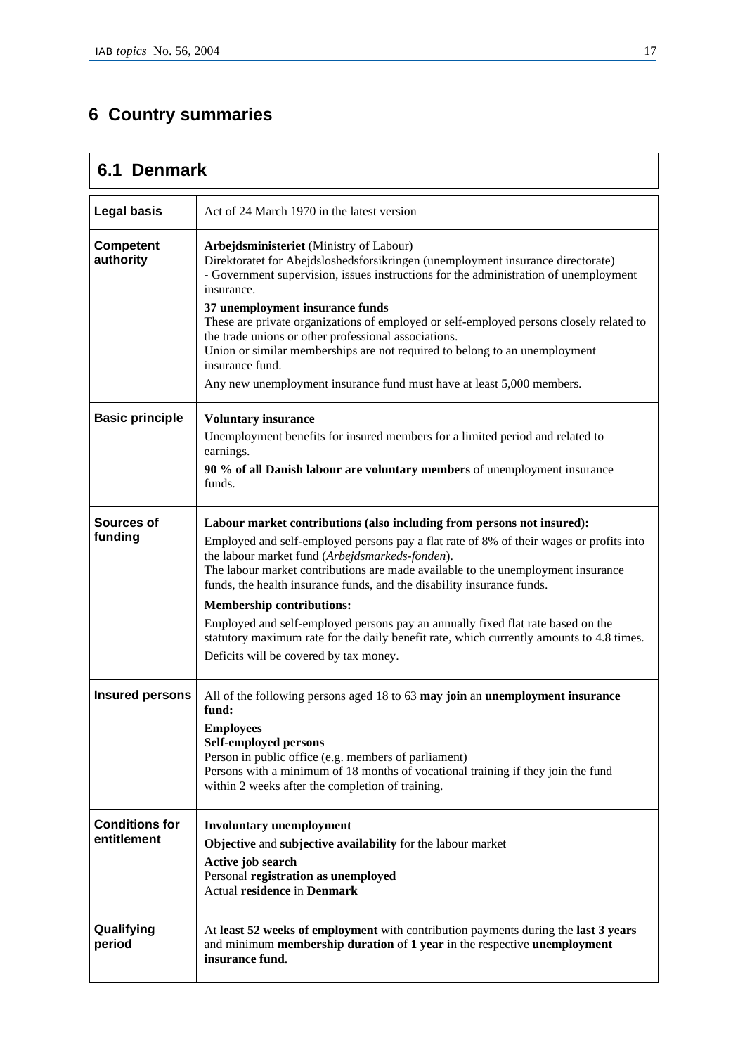# 6 Country summaries

## 6.1 Denmark

| | |
|---|---|
| **Legal basis** | Act of 24 March 1970 in the latest version |
| **Competent authority** | **Arbejdsministeriet** (Ministry of Labour)<br>Direktoratet for Abejdsloshedsforsikringen (unemployment insurance directorate)<br>- Government supervision, issues instructions for the administration of unemployment insurance.<br>**37 unemployment insurance funds**<br>These are private organizations of employed or self-employed persons closely related to the trade unions or other professional associations.<br>Union or similar memberships are not required to belong to an unemployment insurance fund.<br>Any new unemployment insurance fund must have at least 5,000 members. |
| **Basic principle** | **Voluntary insurance**<br>Unemployment benefits for insured members for a limited period and related to earnings.<br>**90 % of all Danish labour are voluntary members** of unemployment insurance funds. |
| **Sources of funding** | **Labour market contributions (also including from persons not insured):**<br>Employed and self-employed persons pay a flat rate of 8% of their wages or profits into the labour market fund (*Arbejdsmarkeds-fonden*).<br>The labour market contributions are made available to the unemployment insurance funds, the health insurance funds, and the disability insurance funds.<br>**Membership contributions:**<br>Employed and self-employed persons pay an annually fixed flat rate based on the statutory maximum rate for the daily benefit rate, which currently amounts to 4.8 times.<br>Deficits will be covered by tax money. |
| **Insured persons** | All of the following persons aged 18 to 63 **may join** an **unemployment insurance fund:**<br>**Employees**<br>**Self-employed persons**<br>Person in public office (e.g. members of parliament)<br>Persons with a minimum of 18 months of vocational training if they join the fund within 2 weeks after the completion of training. |
| **Conditions for entitlement** | **Involuntary unemployment**<br>**Objective** and **subjective availability** for the labour market<br>**Active job search**<br>Personal **registration as unemployed**<br>Actual **residence** in **Denmark** |
| **Qualifying period** | At **least 52 weeks of employment** with contribution payments during the **last 3 years** and minimum **membership duration** of **1 year** in the respective **unemployment insurance fund**. |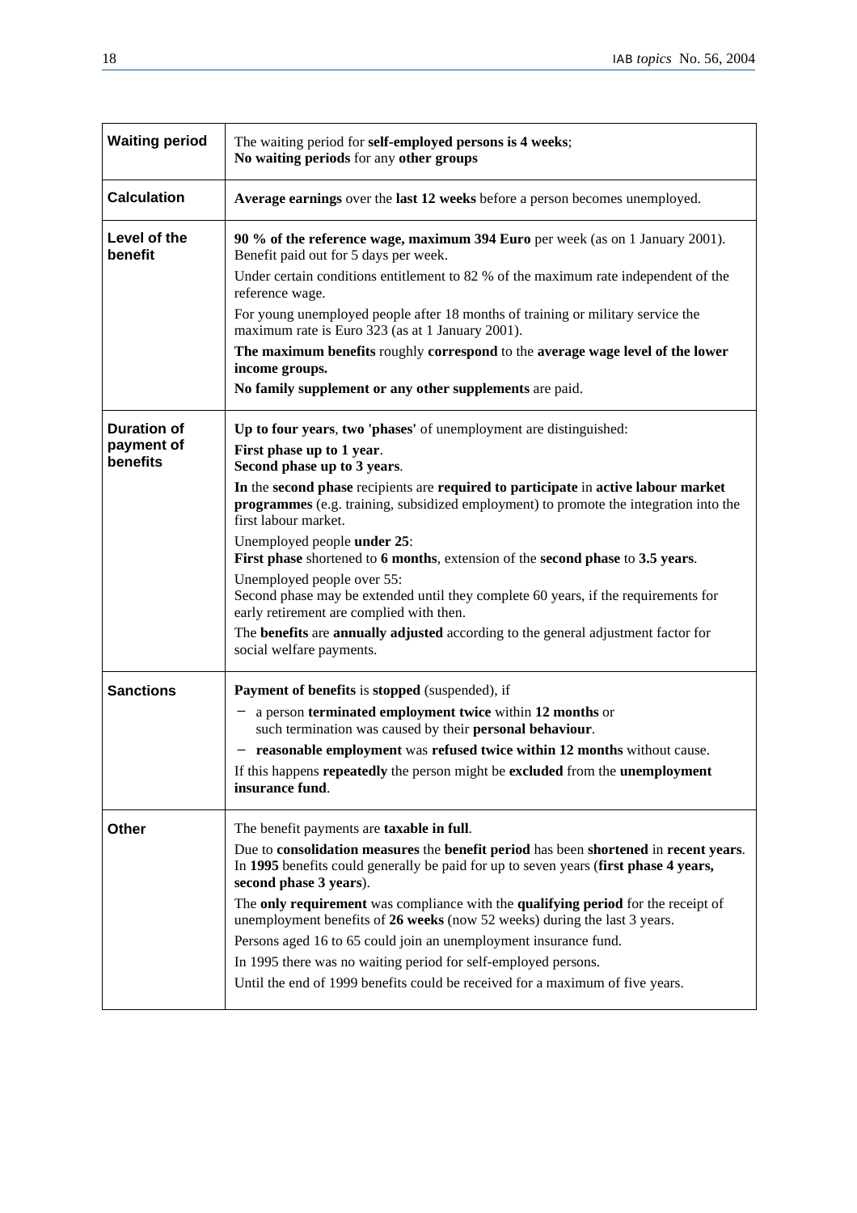| | |
|---|---|
| **Waiting period** | The waiting period for **self-employed persons is 4 weeks**;<br>**No waiting periods** for any **other groups** |
| **Calculation** | **Average earnings** over the **last 12 weeks** before a person becomes unemployed. |
| **Level of the benefit** | **90 % of the reference wage, maximum 394 Euro** per week (as on 1 January 2001). Benefit paid out for 5 days per week.<br>Under certain conditions entitlement to 82 % of the maximum rate independent of the reference wage.<br>For young unemployed people after 18 months of training or military service the maximum rate is Euro 323 (as at 1 January 2001).<br>**The maximum benefits** roughly **correspond** to the **average wage level of the lower income groups.**<br>**No family supplement or any other supplements** are paid. |
| **Duration of payment of benefits** | **Up to four years**, **two 'phases'** of unemployment are distinguished:<br>**First phase up to 1 year**.<br>**Second phase up to 3 years**.<br>**In** the **second phase** recipients are **required to participate** in **active labour market programmes** (e.g. training, subsidized employment) to promote the integration into the first labour market.<br>Unemployed people **under 25**:<br>**First phase** shortened to **6 months**, extension of the **second phase** to **3.5 years**.<br>Unemployed people over 55:<br>Second phase may be extended until they complete 60 years, if the requirements for early retirement are complied with then.<br>The **benefits** are **annually adjusted** according to the general adjustment factor for social welfare payments. |
| **Sanctions** | **Payment of benefits** is **stopped** (suspended), if<br>– a person **terminated employment twice** within **12 months** or such termination was caused by their **personal behaviour**.<br>– **reasonable employment** was **refused twice within 12 months** without cause.<br>If this happens **repeatedly** the person might be **excluded** from the **unemployment insurance fund**. |
| **Other** | The benefit payments are **taxable in full**.<br>Due to **consolidation measures** the **benefit period** has been **shortened** in **recent years**. In **1995** benefits could generally be paid for up to seven years (**first phase 4 years, second phase 3 years**).<br>The **only requirement** was compliance with the **qualifying period** for the receipt of unemployment benefits of **26 weeks** (now 52 weeks) during the last 3 years.<br>Persons aged 16 to 65 could join an unemployment insurance fund.<br>In 1995 there was no waiting period for self-employed persons.<br>Until the end of 1999 benefits could be received for a maximum of five years. |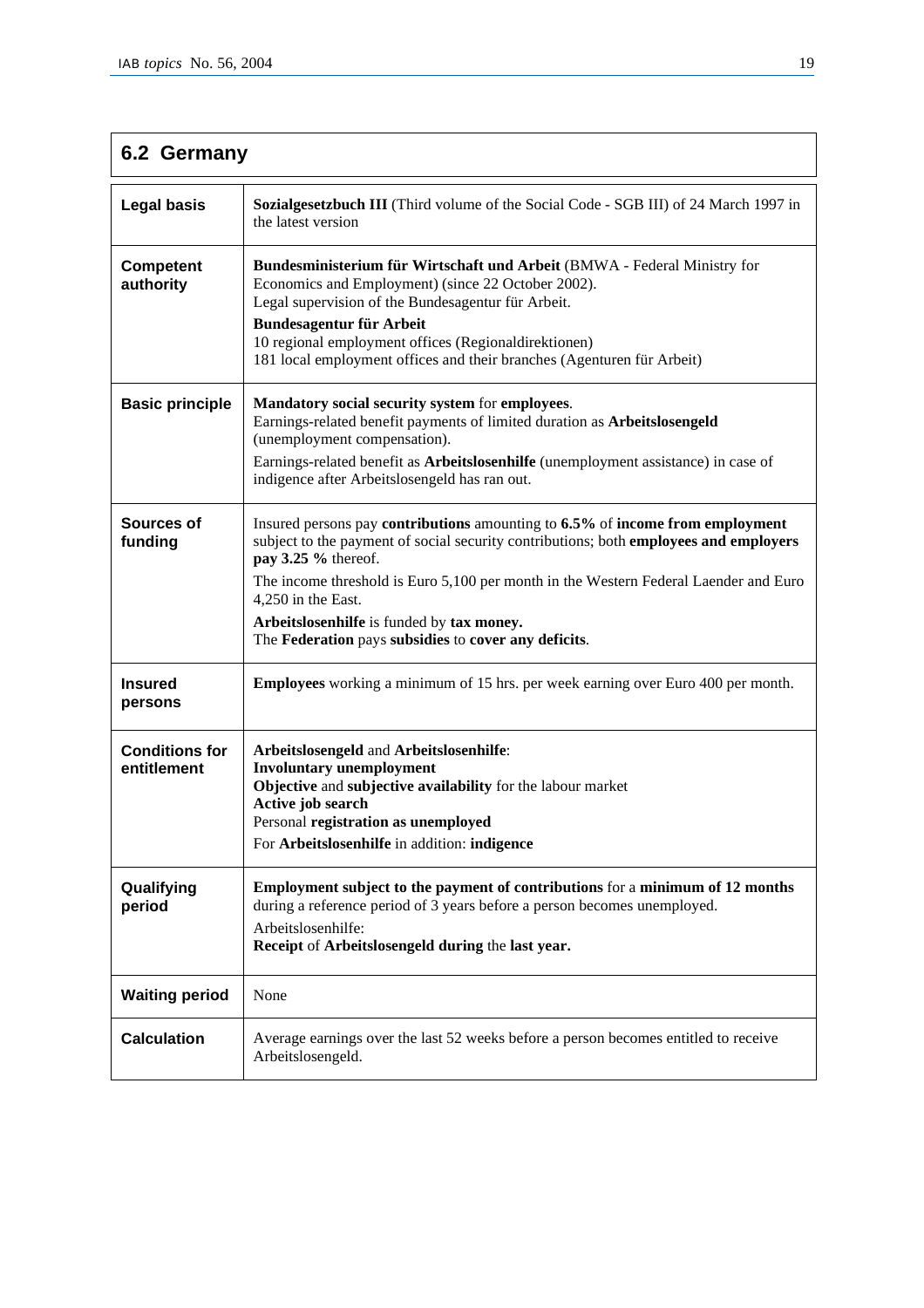## 6.2 Germany

| | |
|---|---|
| **Legal basis** | **Sozialgesetzbuch III** (Third volume of the Social Code - SGB III) of 24 March 1997 in the latest version |
| **Competent authority** | **Bundesministerium für Wirtschaft und Arbeit** (BMWA - Federal Ministry for Economics and Employment) (since 22 October 2002).<br>Legal supervision of the Bundesagentur für Arbeit.<br>**Bundesagentur für Arbeit**<br>10 regional employment offices (Regionaldirektionen)<br>181 local employment offices and their branches (Agenturen für Arbeit) |
| **Basic principle** | **Mandatory social security system** for **employees**.<br>Earnings-related benefit payments of limited duration as **Arbeitslosengeld** (unemployment compensation).<br>Earnings-related benefit as **Arbeitslosenhilfe** (unemployment assistance) in case of indigence after Arbeitslosengeld has ran out. |
| **Sources of funding** | Insured persons pay **contributions** amounting to **6.5%** of **income from employment** subject to the payment of social security contributions; both **employees and employers pay 3.25 %** thereof.<br>The income threshold is Euro 5,100 per month in the Western Federal Laender and Euro 4,250 in the East.<br>**Arbeitslosenhilfe** is funded by **tax money.**<br>The **Federation** pays **subsidies** to **cover any deficits**. |
| **Insured persons** | **Employees** working a minimum of 15 hrs. per week earning over Euro 400 per month. |
| **Conditions for entitlement** | **Arbeitslosengeld** and **Arbeitslosenhilfe**:<br>**Involuntary unemployment**<br>**Objective** and **subjective availability** for the labour market<br>**Active job search**<br>Personal **registration as unemployed**<br>For **Arbeitslosenhilfe** in addition: **indigence** |
| **Qualifying period** | **Employment subject to the payment of contributions** for a **minimum of 12 months** during a reference period of 3 years before a person becomes unemployed.<br>Arbeitslosenhilfe:<br>**Receipt** of **Arbeitslosengeld during** the **last year.** |
| **Waiting period** | None |
| **Calculation** | Average earnings over the last 52 weeks before a person becomes entitled to receive Arbeitslosengeld. |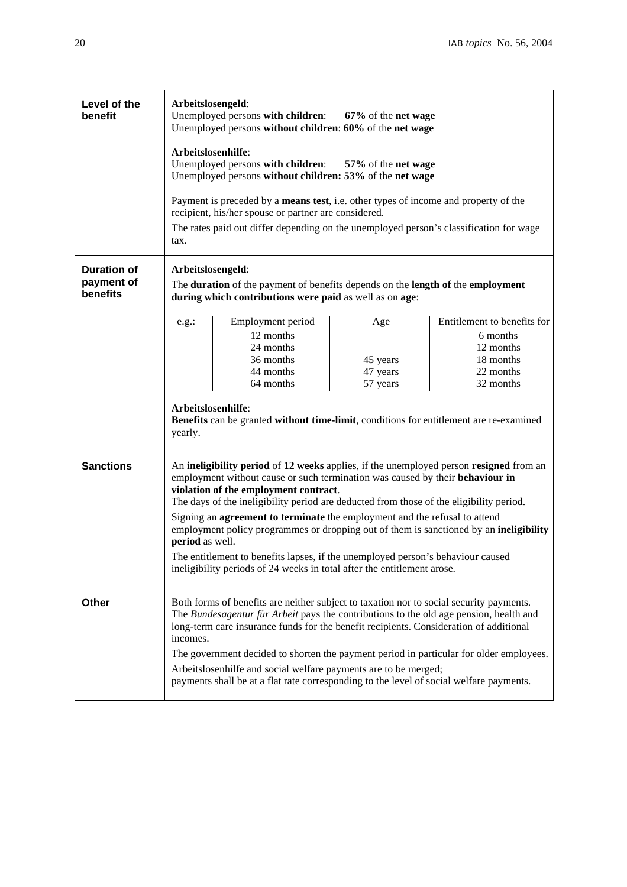| | |
|---|---|
| **Level of the benefit** | **Arbeitslosengeld**:<br>Unemployed persons **with children**: **67%** of the **net wage**<br>Unemployed persons **without children**: **60%** of the **net wage**<br><br>**Arbeitslosenhilfe**:<br>Unemployed persons **with children**: **57%** of the **net wage**<br>Unemployed persons **without children: 53%** of the **net wage**<br><br>Payment is preceded by a **means test**, i.e. other types of income and property of the recipient, his/her spouse or partner are considered.<br>The rates paid out differ depending on the unemployed person's classification for wage tax. |
| **Duration of payment of benefits** | **Arbeitslosengeld**:<br>The **duration** of the payment of benefits depends on the **length of** the **employment during which contributions were paid** as well as on **age**:<br><br>e.g.:<br>Employment period – Age – Entitlement to benefits for<br>12 months – – 6 months<br>24 months – – 12 months<br>36 months – 45 years – 18 months<br>44 months – 47 years – 22 months<br>64 months – 57 years – 32 months<br><br>**Arbeitslosenhilfe**:<br>**Benefits** can be granted **without time-limit**, conditions for entitlement are re-examined yearly. |
| **Sanctions** | An **ineligibility period** of **12 weeks** applies, if the unemployed person **resigned** from an employment without cause or such termination was caused by their **behaviour in violation of the employment contract**.<br>The days of the ineligibility period are deducted from those of the eligibility period.<br>Signing an **agreement to terminate** the employment and the refusal to attend employment policy programmes or dropping out of them is sanctioned by an **ineligibility period** as well.<br>The entitlement to benefits lapses, if the unemployed person's behaviour caused ineligibility periods of 24 weeks in total after the entitlement arose. |
| **Other** | Both forms of benefits are neither subject to taxation nor to social security payments. The *Bundesagentur für Arbeit* pays the contributions to the old age pension, health and long-term care insurance funds for the benefit recipients. Consideration of additional incomes.<br>The government decided to shorten the payment period in particular for older employees.<br>Arbeitslosenhilfe and social welfare payments are to be merged;<br>payments shall be at a flat rate corresponding to the level of social welfare payments. |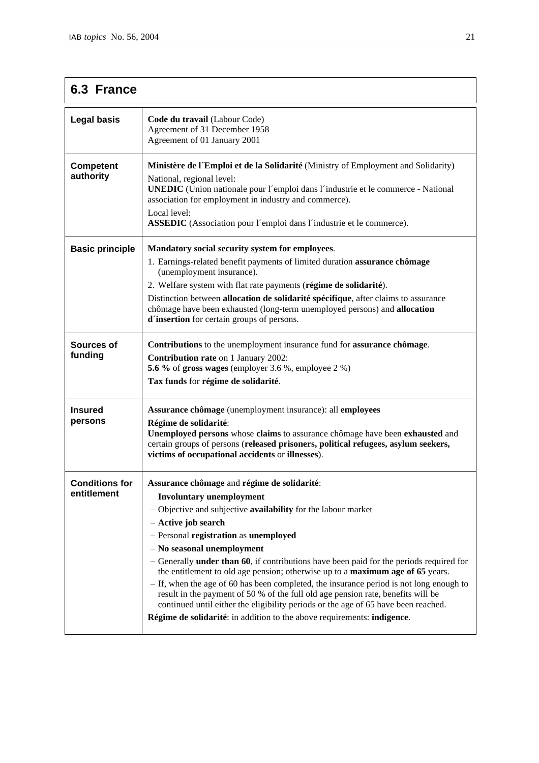## 6.3 France

| | |
|---|---|
| **Legal basis** | **Code du travail** (Labour Code)<br>Agreement of 31 December 1958<br>Agreement of 01 January 2001 |
| **Competent authority** | **Ministère de l´Emploi et de la Solidarité** (Ministry of Employment and Solidarity)<br>National, regional level:<br>**UNEDIC** (Union nationale pour l´emploi dans l´industrie et le commerce - National association for employment in industry and commerce).<br>Local level:<br>**ASSEDIC** (Association pour l´emploi dans l´industrie et le commerce). |
| **Basic principle** | **Mandatory social security system for employees**.<br>1. Earnings-related benefit payments of limited duration **assurance chômage** (unemployment insurance).<br>2. Welfare system with flat rate payments (**régime de solidarité**).<br>Distinction between **allocation de solidarité spécifique**, after claims to assurance chômage have been exhausted (long-term unemployed persons) and **allocation d´insertion** for certain groups of persons. |
| **Sources of funding** | **Contributions** to the unemployment insurance fund for **assurance chômage**.<br>**Contribution rate** on 1 January 2002:<br>**5.6 %** of **gross wages** (employer 3.6 %, employee 2 %)<br>**Tax funds** for **régime de solidarité**. |
| **Insured persons** | **Assurance chômage** (unemployment insurance): all **employees**<br>**Régime de solidarité**:<br>**Unemployed persons** whose **claims** to assurance chômage have been **exhausted** and certain groups of persons (**released prisoners, political refugees, asylum seekers, victims of occupational accidents** or **illnesses**). |
| **Conditions for entitlement** | **Assurance chômage** and **régime de solidarité**:<br>**Involuntary unemployment**<br>– Objective and subjective **availability** for the labour market<br>– **Active job search**<br>– Personal **registration** as **unemployed**<br>– **No seasonal unemployment**<br>– Generally **under than 60**, if contributions have been paid for the periods required for the entitlement to old age pension; otherwise up to a **maximum age of 65** years.<br>– If, when the age of 60 has been completed, the insurance period is not long enough to result in the payment of 50 % of the full old age pension rate, benefits will be continued until either the eligibility periods or the age of 65 have been reached.<br>**Régime de solidarité**: in addition to the above requirements: **indigence**. |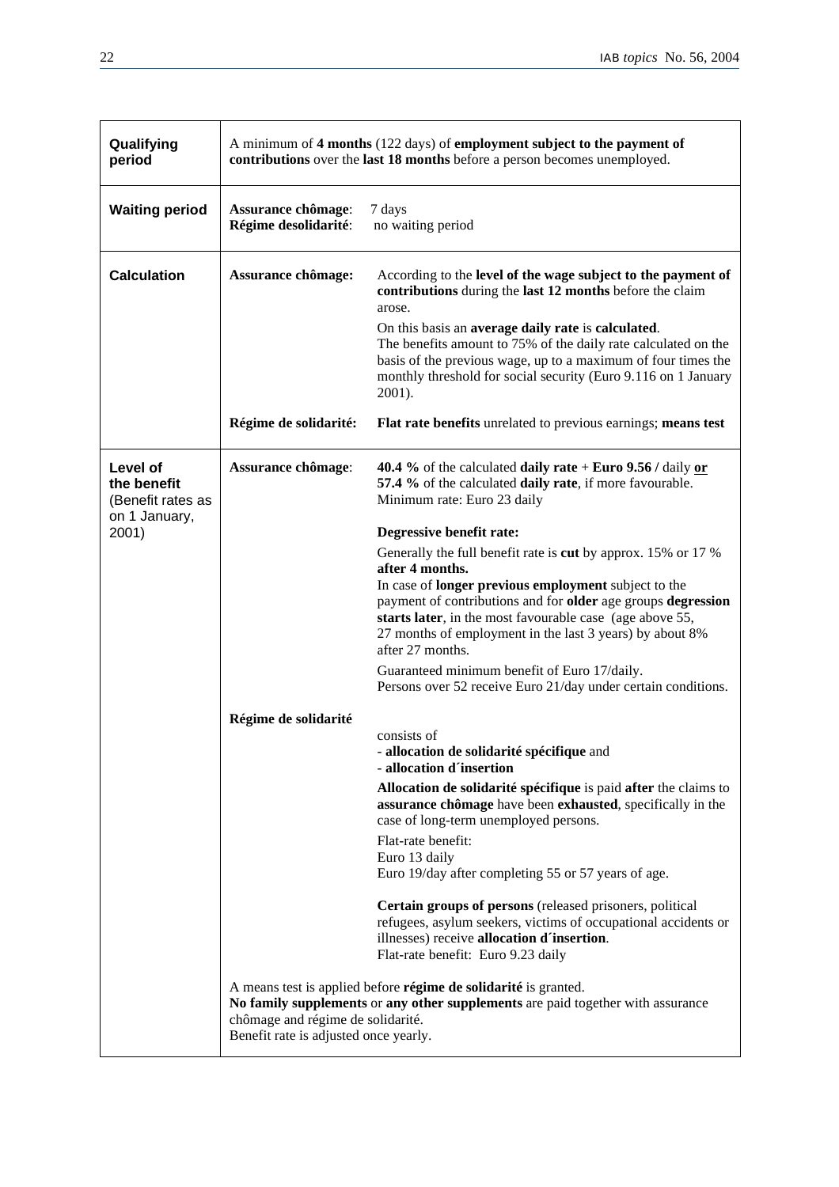| | | |
|---|---|---|
| **Qualifying period** | A minimum of **4 months** (122 days) of **employment subject to the payment of contributions** over the **last 18 months** before a person becomes unemployed. | |
| **Waiting period** | **Assurance chômage**: | 7 days |
| | **Régime desolidarité**: | no waiting period |
| **Calculation** | **Assurance chômage:** | According to the **level of the wage subject to the payment of contributions** during the **last 12 months** before the claim arose.<br>On this basis an **average daily rate** is **calculated**.<br>The benefits amount to 75% of the daily rate calculated on the basis of the previous wage, up to a maximum of four times the monthly threshold for social security (Euro 9.116 on 1 January 2001). |
| | **Régime de solidarité:** | **Flat rate benefits** unrelated to previous earnings; **means test** |
| **Level of the benefit** (Benefit rates as on 1 January, 2001) | **Assurance chômage**: | **40.4 %** of the calculated **daily rate** + **Euro 9.56 /** daily **or** **57.4 %** of the calculated **daily rate**, if more favourable.<br>Minimum rate: Euro 23 daily<br>**Degressive benefit rate:**<br>Generally the full benefit rate is **cut** by approx. 15% or 17 % **after 4 months.**<br>In case of **longer previous employment** subject to the payment of contributions and for **older** age groups **degression starts later**, in the most favourable case (age above 55, 27 months of employment in the last 3 years) by about 8% after 27 months.<br>Guaranteed minimum benefit of Euro 17/daily.<br>Persons over 52 receive Euro 21/day under certain conditions. |
| | **Régime de solidarité** | consists of<br>- **allocation de solidarité spécifique** and<br>- **allocation d´insertion**<br>**Allocation de solidarité spécifique** is paid **after** the claims to **assurance chômage** have been **exhausted**, specifically in the case of long-term unemployed persons.<br>Flat-rate benefit:<br>Euro 13 daily<br>Euro 19/day after completing 55 or 57 years of age.<br>**Certain groups of persons** (released prisoners, political refugees, asylum seekers, victims of occupational accidents or illnesses) receive **allocation d´insertion**.<br>Flat-rate benefit: Euro 9.23 daily |
| | A means test is applied before **régime de solidarité** is granted.<br>**No family supplements** or **any other supplements** are paid together with assurance chômage and régime de solidarité.<br>Benefit rate is adjusted once yearly. | |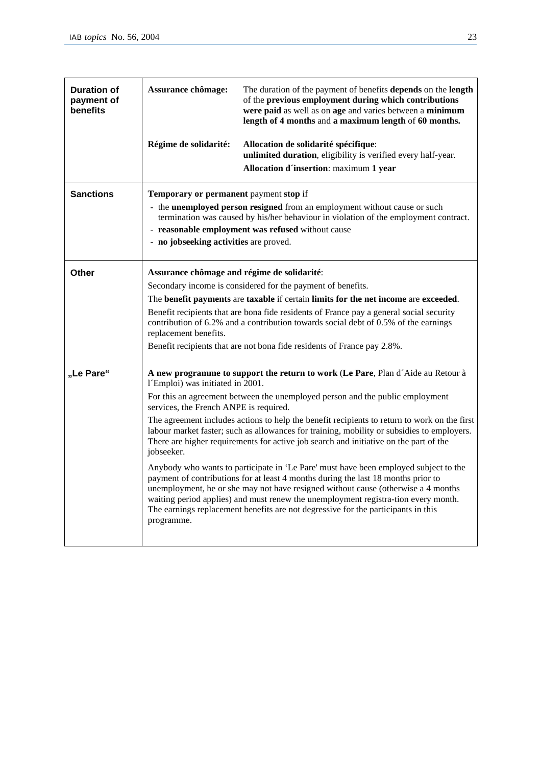| | | |
|---|---|---|
| **Duration of payment of benefits** | **Assurance chômage:** | The duration of the payment of benefits **depends** on the **length** of the **previous employment during which contributions were paid** as well as on **age** and varies between a **minimum length of 4 months** and **a maximum length** of **60 months.** |
| | **Régime de solidarité:** | **Allocation de solidarité spécifique**: **unlimited duration**, eligibility is verified every half-year. **Allocation d´insertion**: maximum **1 year** |
| **Sanctions** | **Temporary or permanent** payment **stop** if<br>- the **unemployed person resigned** from an employment without cause or such termination was caused by his/her behaviour in violation of the employment contract.<br>- **reasonable employment was refused** without cause<br>- **no jobseeking activities** are proved. | |
| **Other** | **Assurance chômage and régime de solidarité**:<br>Secondary income is considered for the payment of benefits.<br>The **benefit payments** are **taxable** if certain **limits for the net income** are **exceeded**.<br>Benefit recipients that are bona fide residents of France pay a general social security contribution of 6.2% and a contribution towards social debt of 0.5% of the earnings replacement benefits.<br>Benefit recipients that are not bona fide residents of France pay 2.8%. | |
| **„Le Pare“** | **A new programme to support the return to work** (**Le Pare**, Plan d´Aide au Retour à l´Emploi) was initiated in 2001.<br>For this an agreement between the unemployed person and the public employment services, the French ANPE is required.<br>The agreement includes actions to help the benefit recipients to return to work on the first labour market faster; such as allowances for training, mobility or subsidies to employers. There are higher requirements for active job search and initiative on the part of the jobseeker.<br>Anybody who wants to participate in 'Le Pare' must have been employed subject to the payment of contributions for at least 4 months during the last 18 months prior to unemployment, he or she may not have resigned without cause (otherwise a 4 months waiting period applies) and must renew the unemployment registra-tion every month. The earnings replacement benefits are not degressive for the participants in this programme. | |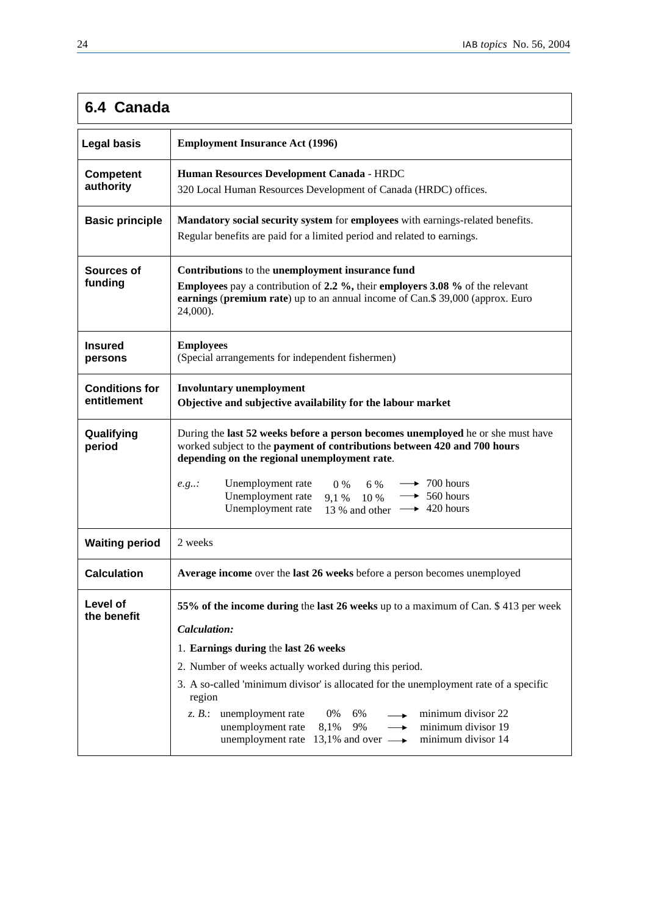## 6.4 Canada

| | |
|---|---|
| **Legal basis** | **Employment Insurance Act (1996)** |
| **Competent authority** | **Human Resources Development Canada** - HRDC<br>320 Local Human Resources Development of Canada (HRDC) offices. |
| **Basic principle** | **Mandatory social security system** for **employees** with earnings-related benefits.<br>Regular benefits are paid for a limited period and related to earnings. |
| **Sources of funding** | **Contributions** to the **unemployment insurance fund**<br>**Employees** pay a contribution of **2.2 %,** their **employers 3.08 %** of the relevant **earnings** (**premium rate**) up to an annual income of Can.$ 39,000 (approx. Euro 24,000). |
| **Insured persons** | **Employees**<br>(Special arrangements for independent fishermen) |
| **Conditions for entitlement** | **Involuntary unemployment**<br>**Objective and subjective availability for the labour market** |
| **Qualifying period** | During the **last 52 weeks before a person becomes unemployed** he or she must have worked subject to the **payment of contributions between 420 and 700 hours depending on the regional unemployment rate**.<br>*e.g..:* Unemployment rate 0 % 6 % → 700 hours<br>Unemployment rate 9,1 % 10 % → 560 hours<br>Unemployment rate 13 % and other → 420 hours |
| **Waiting period** | 2 weeks |
| **Calculation** | **Average income** over the **last 26 weeks** before a person becomes unemployed |
| **Level of the benefit** | **55% of the income during** the **last 26 weeks** up to a maximum of Can. $ 413 per week<br>***Calculation:***<br>1. **Earnings during** the **last 26 weeks**<br>2. Number of weeks actually worked during this period.<br>3. A so-called 'minimum divisor' is allocated for the unemployment rate of a specific region<br>*z. B.*: unemployment rate 0% 6% → minimum divisor 22<br>unemployment rate 8,1% 9% → minimum divisor 19<br>unemployment rate 13,1% and over → minimum divisor 14 |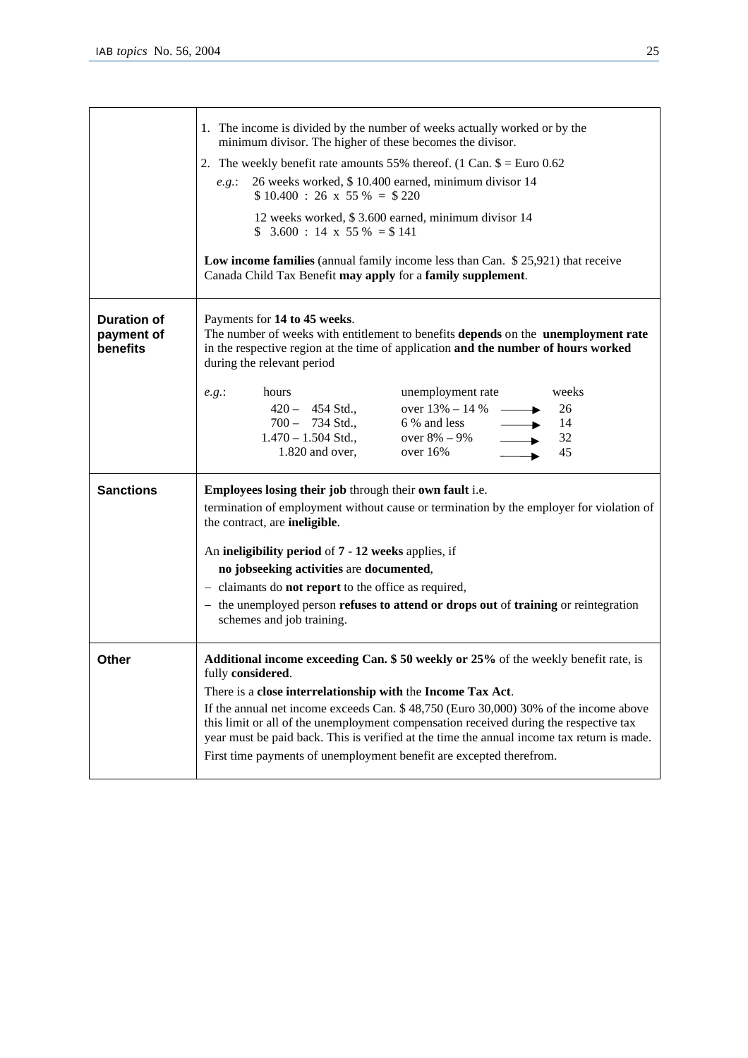|  |  |
|---|---|
|  | 1. The income is divided by the number of weeks actually worked or by the minimum divisor. The higher of these becomes the divisor.<br>2. The weekly benefit rate amounts 55% thereof. (1 Can. $ = Euro 0.62<br>*e.g.*: 26 weeks worked, $ 10.400 earned, minimum divisor 14<br>$ 10.400 : 26 x 55 % = $ 220<br>12 weeks worked, $ 3.600 earned, minimum divisor 14<br>$ 3.600 : 14 x 55 % = $ 141<br><br>**Low income families** (annual family income less than Can. $ 25,921) that receive Canada Child Tax Benefit **may apply** for a **family supplement**. |
| **Duration of payment of benefits** | Payments for **14 to 45 weeks**.<br>The number of weeks with entitlement to benefits **depends** on the **unemployment rate** in the respective region at the time of application **and the number of hours worked** during the relevant period<br><br>*e.g.*: hours — unemployment rate — weeks<br>420 – 454 Std., over 13% – 14 % → 26<br>700 – 734 Std., 6 % and less → 14<br>1.470 – 1.504 Std., over 8% – 9% → 32<br>1.820 and over, over 16% → 45 |
| **Sanctions** | **Employees losing their job** through their **own fault** i.e.<br>termination of employment without cause or termination by the employer for violation of the contract, are **ineligible**.<br><br>An **ineligibility period** of **7 - 12 weeks** applies, if<br>**no jobseeking activities** are **documented**,<br>– claimants do **not report** to the office as required,<br>– the unemployed person **refuses to attend or drops out** of **training** or reintegration schemes and job training. |
| **Other** | **Additional income exceeding Can. $ 50 weekly or 25%** of the weekly benefit rate, is fully **considered**.<br>There is a **close interrelationship with** the **Income Tax Act**.<br>If the annual net income exceeds Can. $ 48,750 (Euro 30,000) 30% of the income above this limit or all of the unemployment compensation received during the respective tax year must be paid back. This is verified at the time the annual income tax return is made.<br>First time payments of unemployment benefit are excepted therefrom. |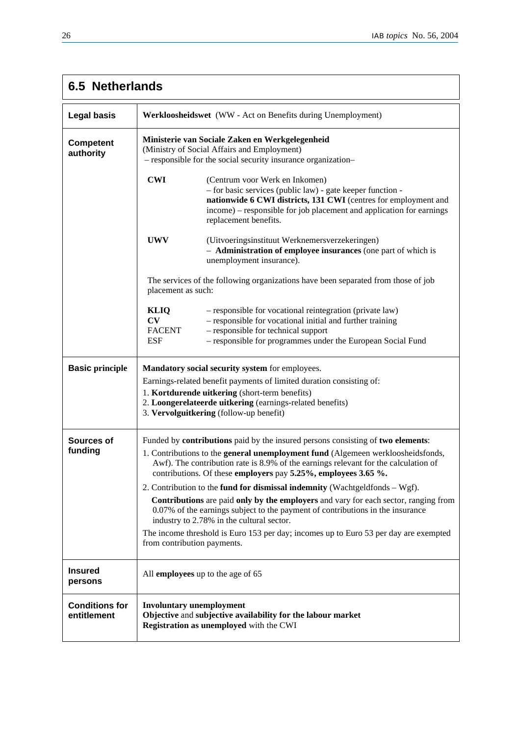## 6.5 Netherlands

| | |
|---|---|
| **Legal basis** | **Werkloosheidswet** (WW - Act on Benefits during Unemployment) |
| **Competent authority** | **Ministerie van Sociale Zaken en Werkgelegenheid** (Ministry of Social Affairs and Employment) – responsible for the social security insurance organization–<br><br>**CWI** (Centrum voor Werk en Inkomen) – for basic services (public law) - gate keeper function - **nationwide 6 CWI districts, 131 CWI** (centres for employment and income) – responsible for job placement and application for earnings replacement benefits.<br><br>**UWV** (Uitvoeringsinstituut Werknemersverzekeringen) – **Administration of employee insurances** (one part of which is unemployment insurance).<br><br>The services of the following organizations have been separated from those of job placement as such:<br><br>**KLIQ** – responsible for vocational reintegration (private law)<br>**CV** – responsible for vocational initial and further training<br>FACENT – responsible for technical support<br>ESF – responsible for programmes under the European Social Fund |
| **Basic principle** | **Mandatory social security system** for employees.<br>Earnings-related benefit payments of limited duration consisting of:<br>1. **Kortdurende uitkering** (short-term benefits)<br>2. **Loongerelateerde uitkering** (earnings-related benefits)<br>3. **Vervolguitkering** (follow-up benefit) |
| **Sources of funding** | Funded by **contributions** paid by the insured persons consisting of **two elements**:<br>1. Contributions to the **general unemployment fund** (Algemeen werkloosheidsfonds, Awf). The contribution rate is 8.9% of the earnings relevant for the calculation of contributions. Of these **employers** pay **5.25%, employees 3.65 %.**<br>2. Contribution to the **fund for dismissal indemnity** (Wachtgeldfonds – Wgf).<br>**Contributions** are paid **only by the employers** and vary for each sector, ranging from 0.07% of the earnings subject to the payment of contributions in the insurance industry to 2.78% in the cultural sector.<br>The income threshold is Euro 153 per day; incomes up to Euro 53 per day are exempted from contribution payments. |
| **Insured persons** | All **employees** up to the age of 65 |
| **Conditions for entitlement** | **Involuntary unemployment**<br>**Objective** and **subjective availability for the labour market**<br>**Registration as unemployed** with the CWI |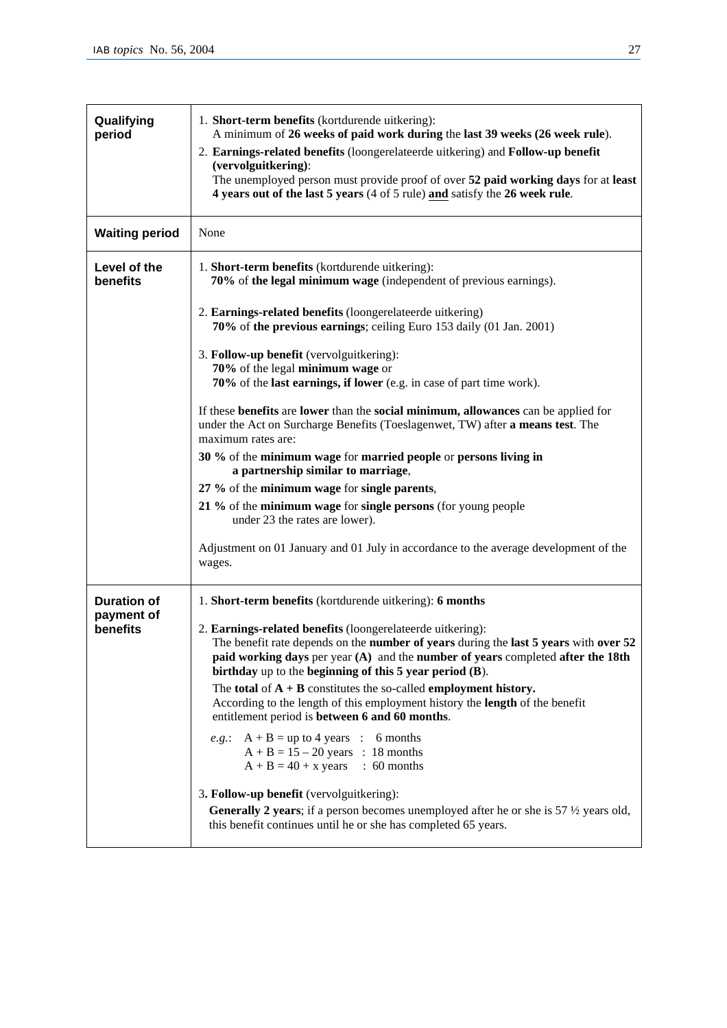| | |
|---|---|
| **Qualifying period** | 1. **Short-term benefits** (kortdurende uitkering):<br>A minimum of **26 weeks of paid work during** the **last 39 weeks (26 week rule**).<br>2. **Earnings-related benefits** (loongerelateerde uitkering) and **Follow-up benefit (vervolguitkering)**:<br>The unemployed person must provide proof of over **52 paid working days** for at **least 4 years out of the last 5 years** (4 of 5 rule) **and** satisfy the **26 week rule**. |
| **Waiting period** | None |
| **Level of the benefits** | 1. **Short-term benefits** (kortdurende uitkering):<br>**70%** of **the legal minimum wage** (independent of previous earnings).<br><br>2. **Earnings-related benefits** (loongerelateerde uitkering)<br>**70%** of **the previous earnings**; ceiling Euro 153 daily (01 Jan. 2001)<br><br>3. **Follow-up benefit** (vervolguitkering):<br>**70%** of the legal **minimum wage** or<br>**70%** of the **last earnings, if lower** (e.g. in case of part time work).<br><br>If these **benefits** are **lower** than the **social minimum, allowances** can be applied for under the Act on Surcharge Benefits (Toeslagenwet, TW) after **a means test**. The maximum rates are:<br>**30 %** of the **minimum wage** for **married people** or **persons living in a partnership similar to marriage**,<br>**27 %** of the **minimum wage** for **single parents**,<br>**21 %** of the **minimum wage** for **single persons** (for young people under 23 the rates are lower).<br><br>Adjustment on 01 January and 01 July in accordance to the average development of the wages. |
| **Duration of payment of benefits** | 1. **Short-term benefits** (kortdurende uitkering): **6 months**<br><br>2. **Earnings-related benefits** (loongerelateerde uitkering):<br>The benefit rate depends on the **number of years** during the **last 5 years** with **over 52 paid working days** per year **(A)** and the **number of years** completed **after the 18th birthday** up to the **beginning of this 5 year period (B**).<br>The **total** of **A + B** constitutes the so-called **employment history.**<br>According to the length of this employment history the **length** of the benefit entitlement period is **between 6 and 60 months**.<br>*e.g.*: A + B = up to 4 years : 6 months<br>A + B = 15 – 20 years : 18 months<br>A + B = 40 + x years : 60 months<br><br>3**. Follow-up benefit** (vervolguitkering):<br>**Generally 2 years**; if a person becomes unemployed after he or she is 57 ½ years old, this benefit continues until he or she has completed 65 years. |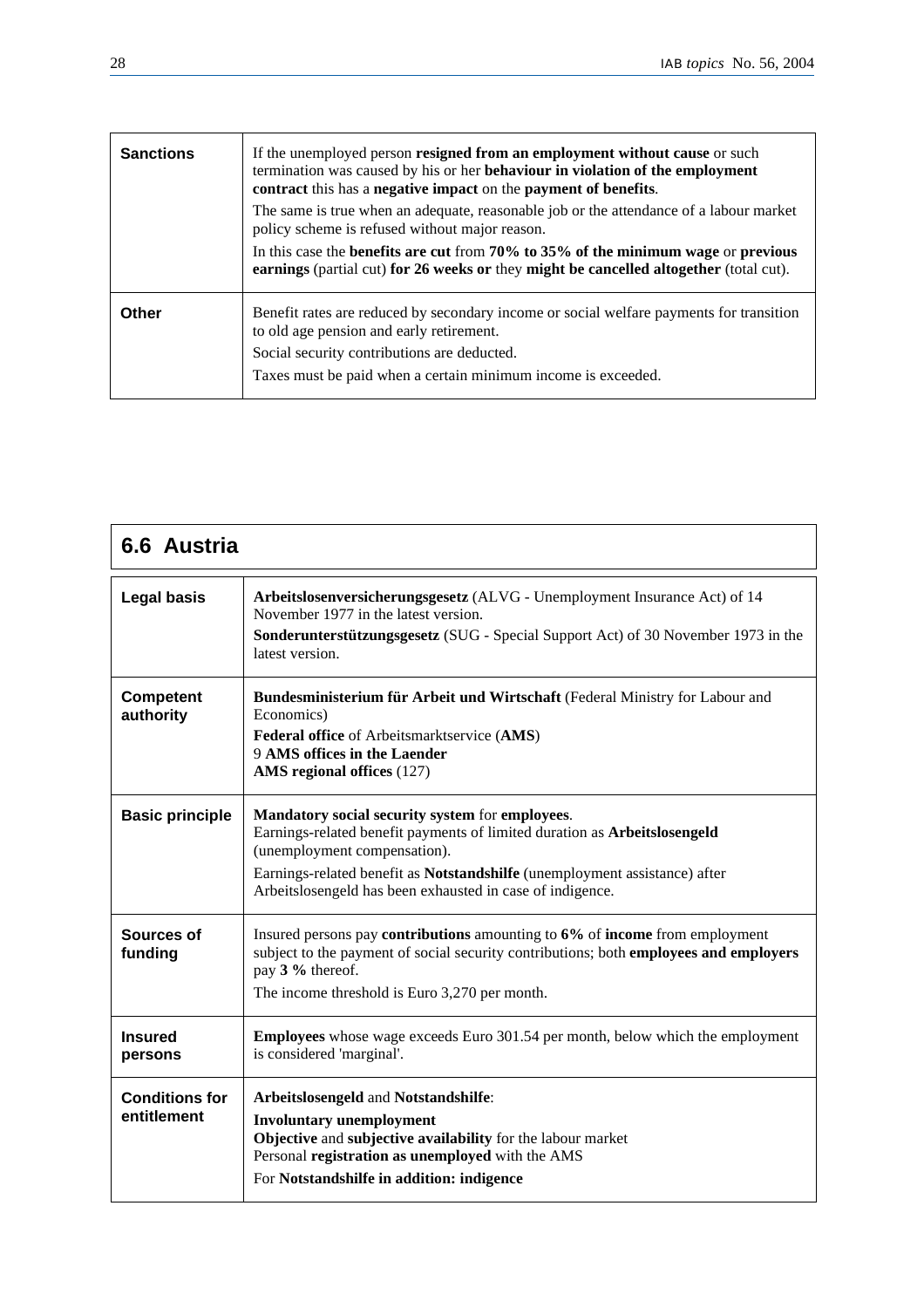| | |
|---|---|
| **Sanctions** | If the unemployed person **resigned from an employment without cause** or such termination was caused by his or her **behaviour in violation of the employment contract** this has a **negative impact** on the **payment of benefits**.<br>The same is true when an adequate, reasonable job or the attendance of a labour market policy scheme is refused without major reason.<br>In this case the **benefits are cut** from **70% to 35% of the minimum wage** or **previous earnings** (partial cut) **for 26 weeks or** they **might be cancelled altogether** (total cut). |
| **Other** | Benefit rates are reduced by secondary income or social welfare payments for transition to old age pension and early retirement.<br>Social security contributions are deducted.<br>Taxes must be paid when a certain minimum income is exceeded. |

## 6.6 Austria

| | |
|---|---|
| **Legal basis** | **Arbeitslosenversicherungsgesetz** (ALVG - Unemployment Insurance Act) of 14 November 1977 in the latest version.<br>**Sonderunterstützungsgesetz** (SUG - Special Support Act) of 30 November 1973 in the latest version. |
| **Competent authority** | **Bundesministerium für Arbeit und Wirtschaft** (Federal Ministry for Labour and Economics)<br>**Federal office** of Arbeitsmarktservice (**AMS**)<br>9 **AMS offices in the Laender**<br>**AMS regional offices** (127) |
| **Basic principle** | **Mandatory social security system** for **employees**.<br>Earnings-related benefit payments of limited duration as **Arbeitslosengeld** (unemployment compensation).<br>Earnings-related benefit as **Notstandshilfe** (unemployment assistance) after Arbeitslosengeld has been exhausted in case of indigence. |
| **Sources of funding** | Insured persons pay **contributions** amounting to **6%** of **income** from employment subject to the payment of social security contributions; both **employees and employers** pay **3 %** thereof.<br>The income threshold is Euro 3,270 per month. |
| **Insured persons** | **Employees** whose wage exceeds Euro 301.54 per month, below which the employment is considered 'marginal'. |
| **Conditions for entitlement** | **Arbeitslosengeld** and **Notstandshilfe**:<br>**Involuntary unemployment**<br>**Objective** and **subjective availability** for the labour market<br>Personal **registration as unemployed** with the AMS<br>For **Notstandshilfe in addition: indigence** |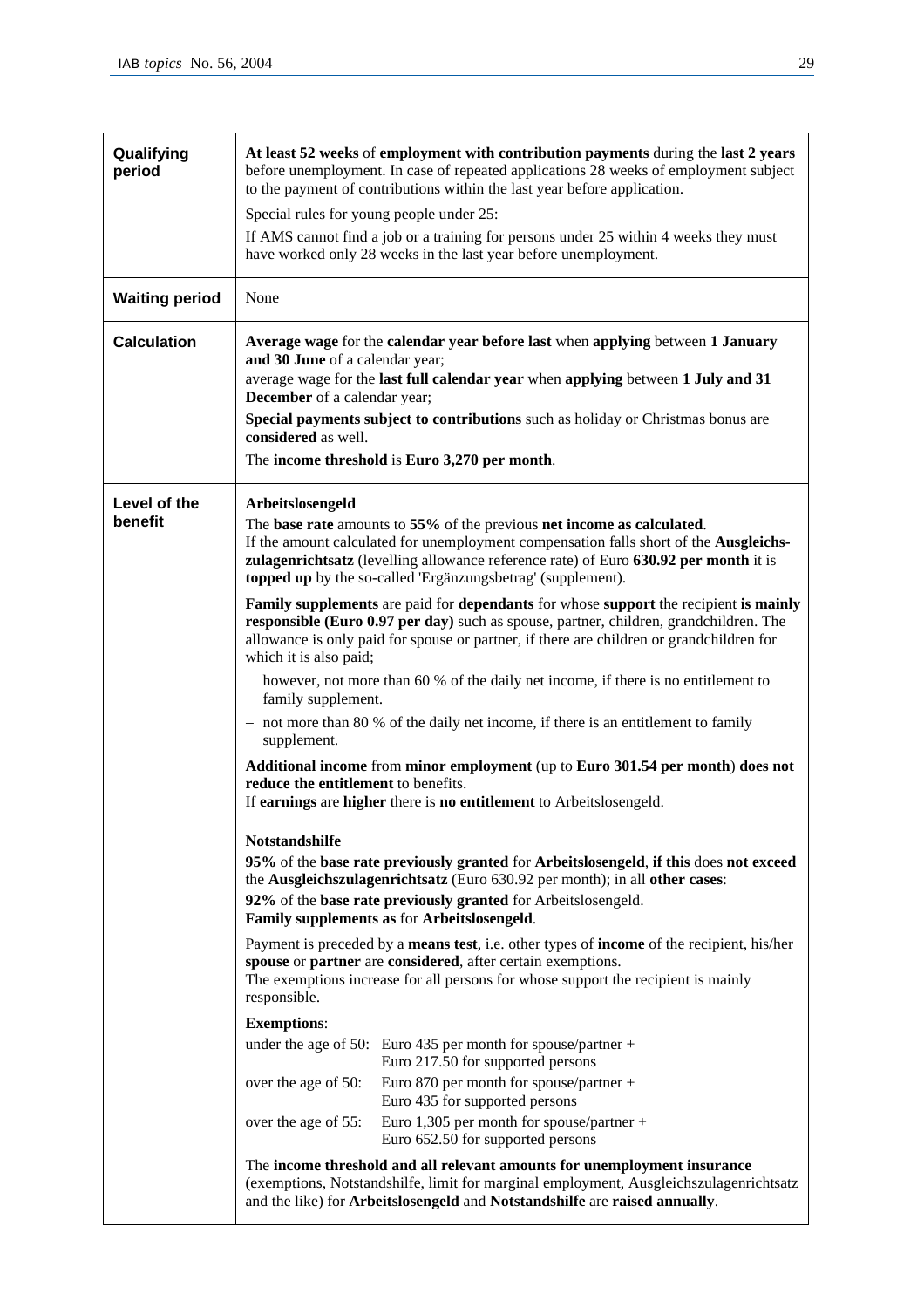| | |
|---|---|
| **Qualifying period** | **At least 52 weeks** of **employment with contribution payments** during the **last 2 years** before unemployment. In case of repeated applications 28 weeks of employment subject to the payment of contributions within the last year before application.<br><br>Special rules for young people under 25:<br><br>If AMS cannot find a job or a training for persons under 25 within 4 weeks they must have worked only 28 weeks in the last year before unemployment. |
| **Waiting period** | None |
| **Calculation** | **Average wage** for the **calendar year before last** when **applying** between **1 January and 30 June** of a calendar year;<br>average wage for the **last full calendar year** when **applying** between **1 July and 31 December** of a calendar year;<br>**Special payments subject to contributions** such as holiday or Christmas bonus are **considered** as well.<br><br>The **income threshold** is **Euro 3,270 per month**. |
| **Level of the benefit** | **Arbeitslosengeld**<br>The **base rate** amounts to **55%** of the previous **net income as calculated**.<br>If the amount calculated for unemployment compensation falls short of the **Ausgleichszulagenrichtsatz** (levelling allowance reference rate) of Euro **630.92 per month** it is **topped up** by the so-called 'Ergänzungsbetrag' (supplement).<br><br>**Family supplements** are paid for **dependants** for whose **support** the recipient **is mainly responsible (Euro 0.97 per day)** such as spouse, partner, children, grandchildren. The allowance is only paid for spouse or partner, if there are children or grandchildren for which it is also paid;<br><br>however, not more than 60 % of the daily net income, if there is no entitlement to family supplement.<br><br>– not more than 80 % of the daily net income, if there is an entitlement to family supplement.<br><br>**Additional income** from **minor employment** (up to **Euro 301.54 per month**) **does not reduce the entitlement** to benefits.<br>If **earnings** are **higher** there is **no entitlement** to Arbeitslosengeld.<br><br>**Notstandshilfe**<br>**95%** of the **base rate previously granted** for **Arbeitslosengeld**, **if this** does **not exceed** the **Ausgleichszulagenrichtsatz** (Euro 630.92 per month); in all **other cases**:<br>**92%** of the **base rate previously granted** for Arbeitslosengeld.<br>**Family supplements as** for **Arbeitslosengeld**.<br><br>Payment is preceded by a **means test**, i.e. other types of **income** of the recipient, his/her **spouse** or **partner** are **considered**, after certain exemptions.<br>The exemptions increase for all persons for whose support the recipient is mainly responsible.<br><br>**Exemptions**:<br>under the age of 50: Euro 435 per month for spouse/partner + Euro 217.50 for supported persons<br>over the age of 50: Euro 870 per month for spouse/partner + Euro 435 for supported persons<br>over the age of 55: Euro 1,305 per month for spouse/partner + Euro 652.50 for supported persons<br><br>The **income threshold and all relevant amounts for unemployment insurance** (exemptions, Notstandshilfe, limit for marginal employment, Ausgleichszulagenrichtsatz and the like) for **Arbeitslosengeld** and **Notstandshilfe** are **raised annually**. |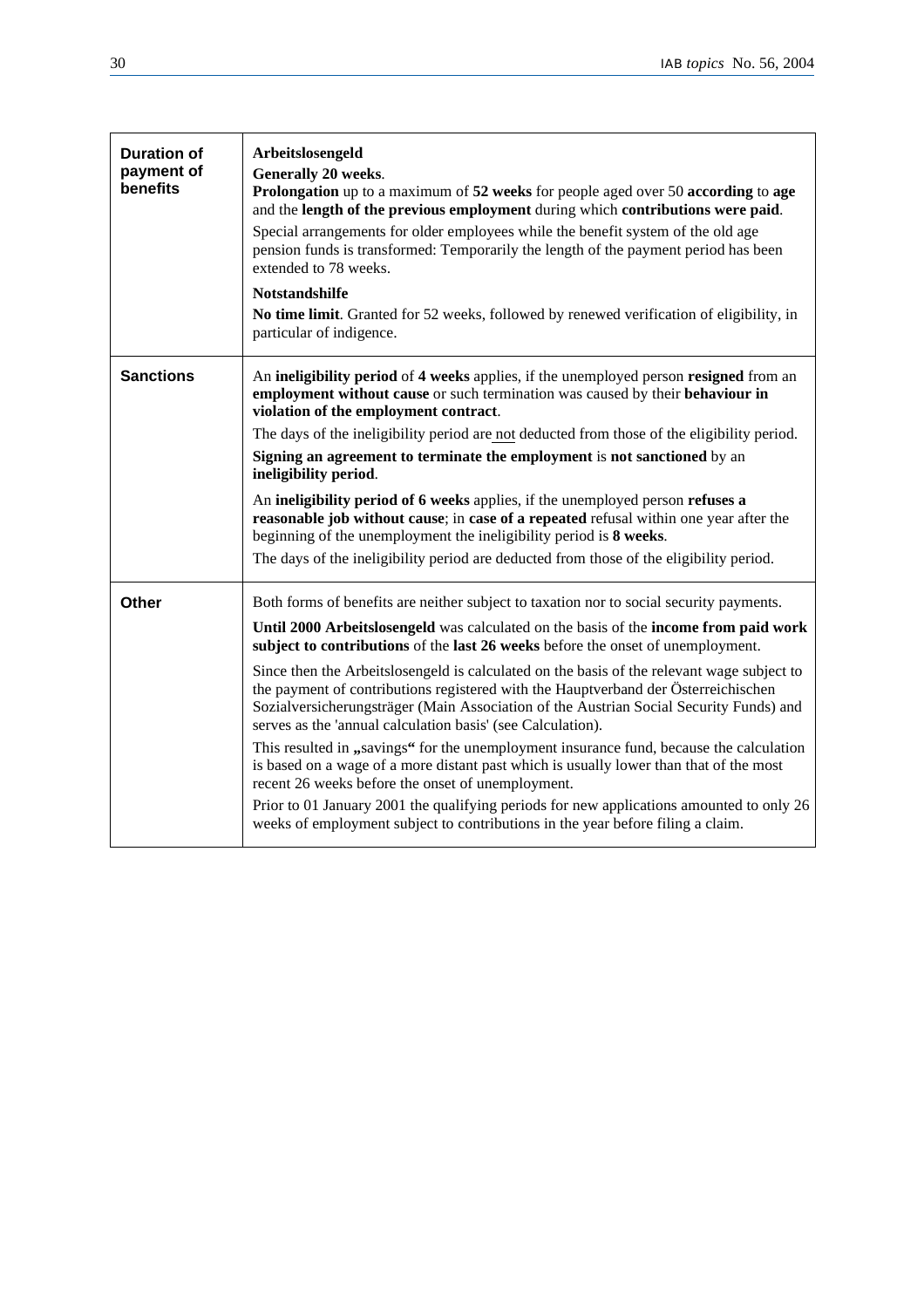| | |
|---|---|
| **Duration of payment of benefits** | **Arbeitslosengeld**<br>**Generally 20 weeks**.<br>**Prolongation** up to a maximum of **52 weeks** for people aged over 50 **according** to **age** and the **length of the previous employment** during which **contributions were paid**.<br>Special arrangements for older employees while the benefit system of the old age pension funds is transformed: Temporarily the length of the payment period has been extended to 78 weeks.<br>**Notstandshilfe**<br>**No time limit**. Granted for 52 weeks, followed by renewed verification of eligibility, in particular of indigence. |
| **Sanctions** | An **ineligibility period** of **4 weeks** applies, if the unemployed person **resigned** from an **employment without cause** or such termination was caused by their **behaviour in violation of the employment contract**.<br>The days of the ineligibility period are not deducted from those of the eligibility period.<br>**Signing an agreement to terminate the employment** is **not sanctioned** by an **ineligibility period**.<br>An **ineligibility period of 6 weeks** applies, if the unemployed person **refuses a reasonable job without cause**; in **case of a repeated** refusal within one year after the beginning of the unemployment the ineligibility period is **8 weeks**.<br>The days of the ineligibility period are deducted from those of the eligibility period. |
| **Other** | Both forms of benefits are neither subject to taxation nor to social security payments.<br>**Until 2000 Arbeitslosengeld** was calculated on the basis of the **income from paid work subject to contributions** of the **last 26 weeks** before the onset of unemployment.<br>Since then the Arbeitslosengeld is calculated on the basis of the relevant wage subject to the payment of contributions registered with the Hauptverband der Österreichischen Sozialversicherungsträger (Main Association of the Austrian Social Security Funds) and serves as the 'annual calculation basis' (see Calculation).<br>This resulted in **„**savings**“** for the unemployment insurance fund, because the calculation is based on a wage of a more distant past which is usually lower than that of the most recent 26 weeks before the onset of unemployment.<br>Prior to 01 January 2001 the qualifying periods for new applications amounted to only 26 weeks of employment subject to contributions in the year before filing a claim. |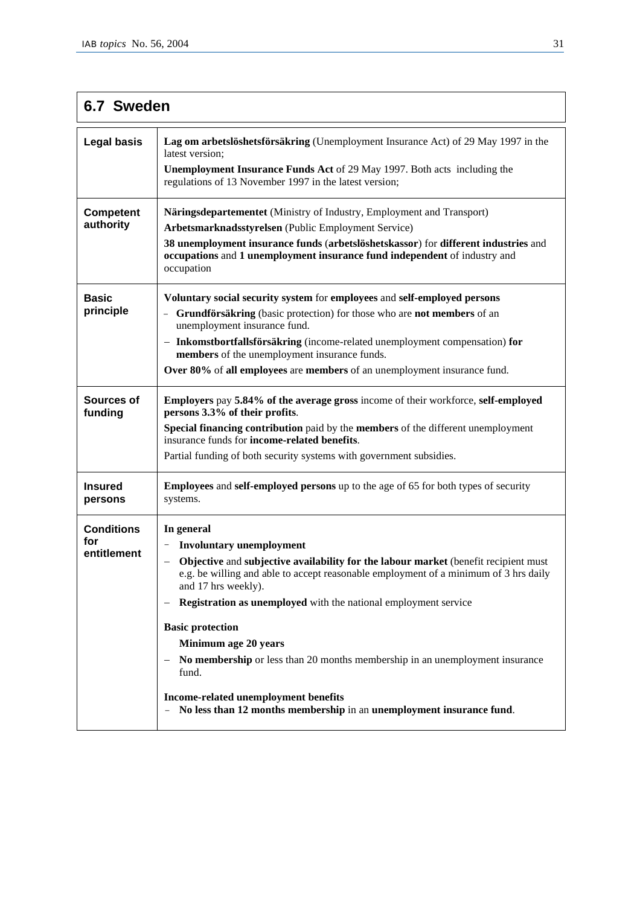## 6.7 Sweden

| | |
|---|---|
| **Legal basis** | **Lag om arbetslöshetsförsäkring** (Unemployment Insurance Act) of 29 May 1997 in the latest version;<br>**Unemployment Insurance Funds Act** of 29 May 1997. Both acts including the regulations of 13 November 1997 in the latest version; |
| **Competent authority** | **Näringsdepartementet** (Ministry of Industry, Employment and Transport)<br>**Arbetsmarknadsstyrelsen** (Public Employment Service)<br>**38 unemployment insurance funds** (**arbetslöshetskassor**) for **different industries** and **occupations** and **1 unemployment insurance fund independent** of industry and occupation |
| **Basic principle** | **Voluntary social security system** for **employees** and **self-employed persons**<br>– **Grundförsäkring** (basic protection) for those who are **not members** of an unemployment insurance fund.<br>– **Inkomstbortfallsförsäkring** (income-related unemployment compensation) **for members** of the unemployment insurance funds.<br>**Over 80%** of **all employees** are **members** of an unemployment insurance fund. |
| **Sources of funding** | **Employers** pay **5.84% of the average gross** income of their workforce, **self-employed persons 3.3% of their profits**.<br>**Special financing contribution** paid by the **members** of the different unemployment insurance funds for **income-related benefits**.<br>Partial funding of both security systems with government subsidies. |
| **Insured persons** | **Employees** and **self-employed persons** up to the age of 65 for both types of security systems. |
| **Conditions for entitlement** | **In general**<br>– **Involuntary unemployment**<br>– **Objective** and **subjective availability for the labour market** (benefit recipient must e.g. be willing and able to accept reasonable employment of a minimum of 3 hrs daily and 17 hrs weekly).<br>– **Registration as unemployed** with the national employment service<br><br>**Basic protection**<br>**Minimum age 20 years**<br>– **No membership** or less than 20 months membership in an unemployment insurance fund.<br><br>**Income-related unemployment benefits**<br>– **No less than 12 months membership** in an **unemployment insurance fund**. |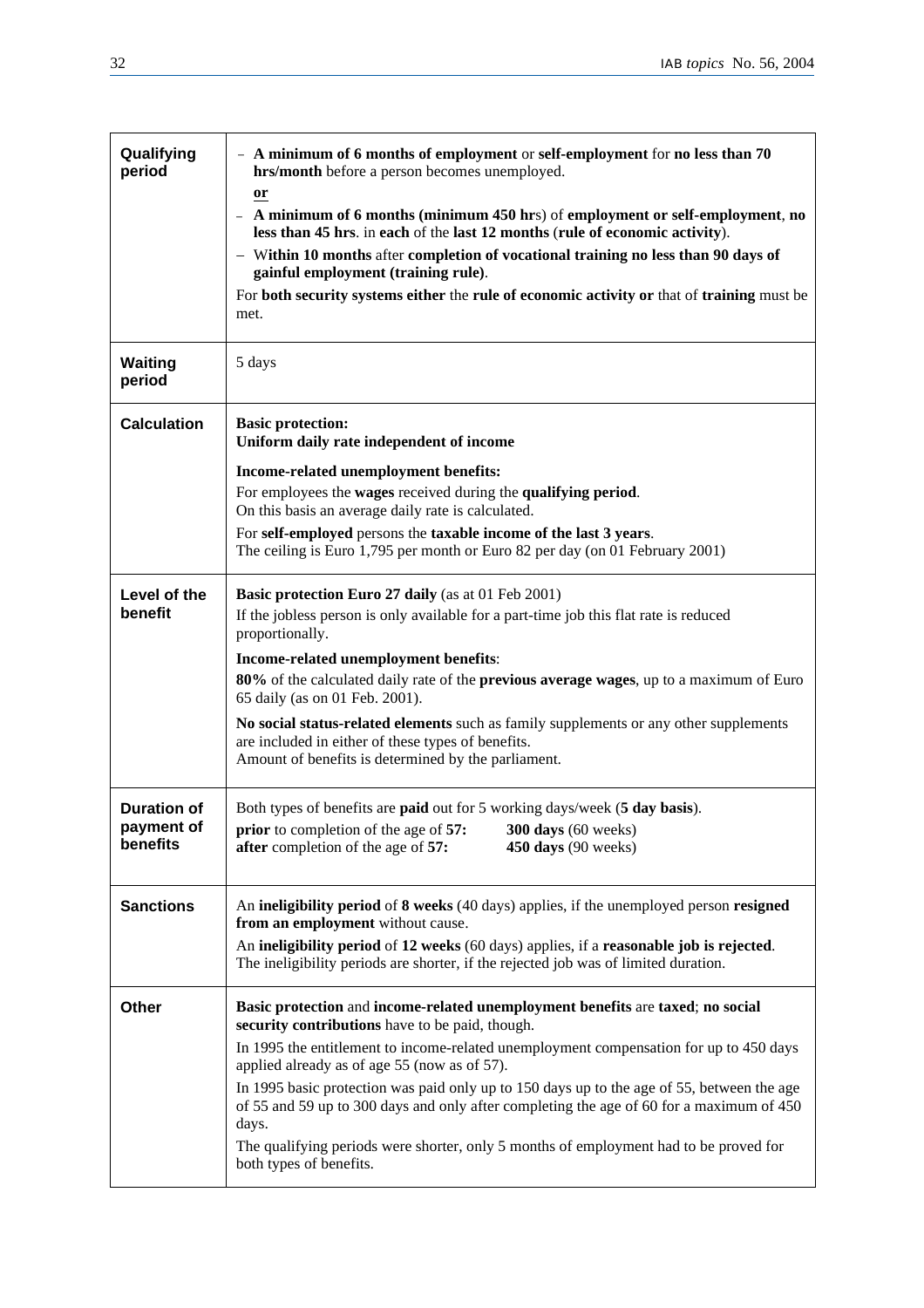| | |
|---|---|
| **Qualifying period** | – **A minimum of 6 months of employment** or **self-employment** for **no less than 70 hrs/month** before a person becomes unemployed.<br>**or**<br>– **A minimum of 6 months (minimum 450 hr**s) of **employment or self-employment**, **no less than 45 hrs**. in **each** of the **last 12 months** (**rule of economic activity**).<br>– W**ithin 10 months** after **completion of vocational training no less than 90 days of gainful employment (training rule)**.<br>For **both security systems either** the **rule of economic activity or** that of **training** must be met. |
| **Waiting period** | 5 days |
| **Calculation** | **Basic protection:**<br>**Uniform daily rate independent of income**<br>**Income-related unemployment benefits:**<br>For employees the **wages** received during the **qualifying period**.<br>On this basis an average daily rate is calculated.<br>For **self-employed** persons the **taxable income of the last 3 years**.<br>The ceiling is Euro 1,795 per month or Euro 82 per day (on 01 February 2001) |
| **Level of the benefit** | **Basic protection Euro 27 daily** (as at 01 Feb 2001)<br>If the jobless person is only available for a part-time job this flat rate is reduced proportionally.<br>**Income-related unemployment benefits**:<br>**80%** of the calculated daily rate of the **previous average wages**, up to a maximum of Euro 65 daily (as on 01 Feb. 2001).<br>**No social status-related elements** such as family supplements or any other supplements are included in either of these types of benefits.<br>Amount of benefits is determined by the parliament. |
| **Duration of payment of benefits** | Both types of benefits are **paid** out for 5 working days/week (**5 day basis**).<br>**prior** to completion of the age of **57:** **300 days** (60 weeks)<br>**after** completion of the age of **57:** **450 days** (90 weeks) |
| **Sanctions** | An **ineligibility period** of **8 weeks** (40 days) applies, if the unemployed person **resigned from an employment** without cause.<br>An **ineligibility period** of **12 weeks** (60 days) applies, if a **reasonable job is rejected**.<br>The ineligibility periods are shorter, if the rejected job was of limited duration. |
| **Other** | **Basic protection** and **income-related unemployment benefits** are **taxed**; **no social security contributions** have to be paid, though.<br>In 1995 the entitlement to income-related unemployment compensation for up to 450 days applied already as of age 55 (now as of 57).<br>In 1995 basic protection was paid only up to 150 days up to the age of 55, between the age of 55 and 59 up to 300 days and only after completing the age of 60 for a maximum of 450 days.<br>The qualifying periods were shorter, only 5 months of employment had to be proved for both types of benefits. |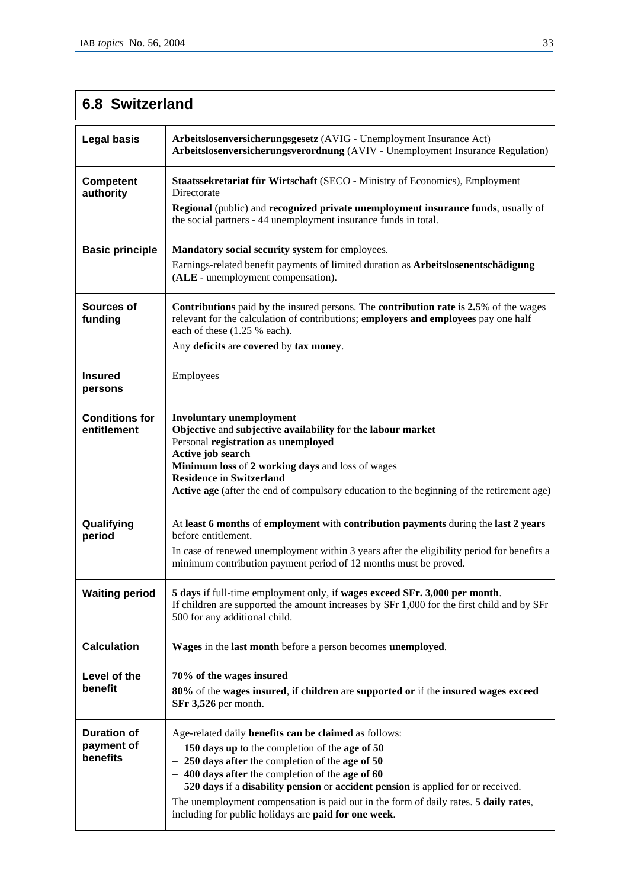## 6.8 Switzerland

| | |
|---|---|
| **Legal basis** | **Arbeitslosenversicherungsgesetz** (AVIG - Unemployment Insurance Act)<br>**Arbeitslosenversicherungsverordnung** (AVIV - Unemployment Insurance Regulation) |
| **Competent authority** | **Staatssekretariat für Wirtschaft** (SECO - Ministry of Economics), Employment Directorate<br>**Regional** (public) and **recognized private unemployment insurance funds**, usually of the social partners - 44 unemployment insurance funds in total. |
| **Basic principle** | **Mandatory social security system** for employees.<br>Earnings-related benefit payments of limited duration as **Arbeitslosenentschädigung (ALE** - unemployment compensation). |
| **Sources of funding** | **Contributions** paid by the insured persons. The **contribution rate is 2.5**% of the wages relevant for the calculation of contributions; **employers and employees** pay one half each of these (1.25 % each).<br>Any **deficits** are **covered** by **tax money**. |
| **Insured persons** | Employees |
| **Conditions for entitlement** | **Involuntary unemployment**<br>**Objective** and **subjective availability for the labour market**<br>Personal **registration as unemployed**<br>**Active job search**<br>**Minimum loss** of **2 working days** and loss of wages<br>**Residence** in **Switzerland**<br>**Active age** (after the end of compulsory education to the beginning of the retirement age) |
| **Qualifying period** | At **least 6 months** of **employment** with **contribution payments** during the **last 2 years** before entitlement.<br>In case of renewed unemployment within 3 years after the eligibility period for benefits a minimum contribution payment period of 12 months must be proved. |
| **Waiting period** | **5 days** if full-time employment only, if **wages exceed SFr. 3,000 per month**.<br>If children are supported the amount increases by SFr 1,000 for the first child and by SFr 500 for any additional child. |
| **Calculation** | **Wages** in the **last month** before a person becomes **unemployed**. |
| **Level of the benefit** | **70% of the wages insured**<br>**80%** of the **wages insured**, **if children** are **supported or** if the **insured wages exceed SFr 3,526** per month. |
| **Duration of payment of benefits** | Age-related daily **benefits can be claimed** as follows:<br>**150 days up** to the completion of the **age of 50**<br>– **250 days after** the completion of the **age of 50**<br>– **400 days after** the completion of the **age of 60**<br>– **520 days** if a **disability pension** or **accident pension** is applied for or received.<br>The unemployment compensation is paid out in the form of daily rates. **5 daily rates**, including for public holidays are **paid for one week**. |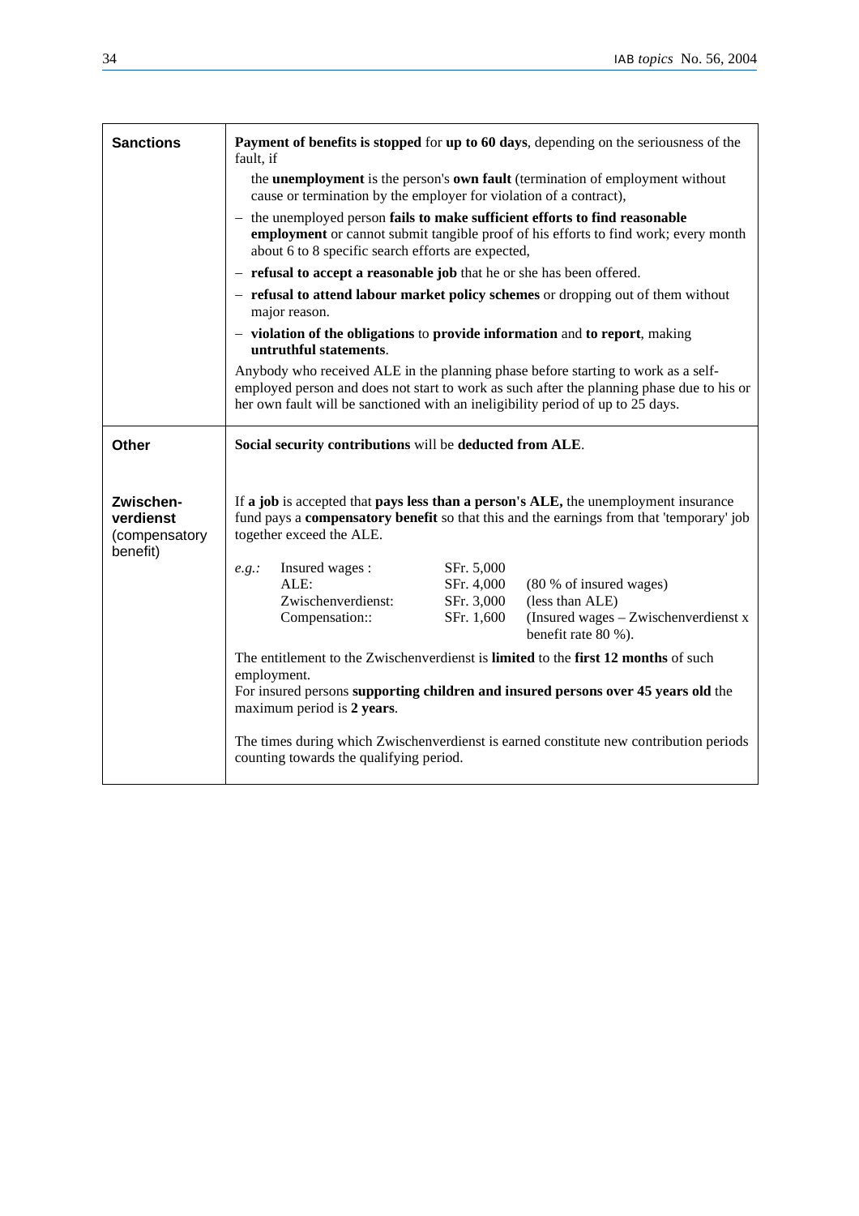| | |
|---|---|
| **Sanctions** | **Payment of benefits is stopped** for **up to 60 days**, depending on the seriousness of the fault, if<br>the **unemployment** is the person's **own fault** (termination of employment without cause or termination by the employer for violation of a contract),<br>– the unemployed person **fails to make sufficient efforts to find reasonable employment** or cannot submit tangible proof of his efforts to find work; every month about 6 to 8 specific search efforts are expected,<br>– **refusal to accept a reasonable job** that he or she has been offered.<br>– **refusal to attend labour market policy schemes** or dropping out of them without major reason.<br>– **violation of the obligations** to **provide information** and **to report**, making **untruthful statements**.<br>Anybody who received ALE in the planning phase before starting to work as a self-employed person and does not start to work as such after the planning phase due to his or her own fault will be sanctioned with an ineligibility period of up to 25 days. |
| **Other** | **Social security contributions** will be **deducted from ALE**. |
| **Zwischen-verdienst** (compensatory benefit) | If **a job** is accepted that **pays less than a person's ALE,** the unemployment insurance fund pays a **compensatory benefit** so that this and the earnings from that 'temporary' job together exceed the ALE.<br>*e.g.:* Insured wages : SFr. 5,000<br>ALE: SFr. 4,000 (80 % of insured wages)<br>Zwischenverdienst: SFr. 3,000 (less than ALE)<br>Compensation:: SFr. 1,600 (Insured wages – Zwischenverdienst x benefit rate 80 %).<br>The entitlement to the Zwischenverdienst is **limited** to the **first 12 months** of such employment.<br>For insured persons **supporting children and insured persons over 45 years old** the maximum period is **2 years**.<br>The times during which Zwischenverdienst is earned constitute new contribution periods counting towards the qualifying period. |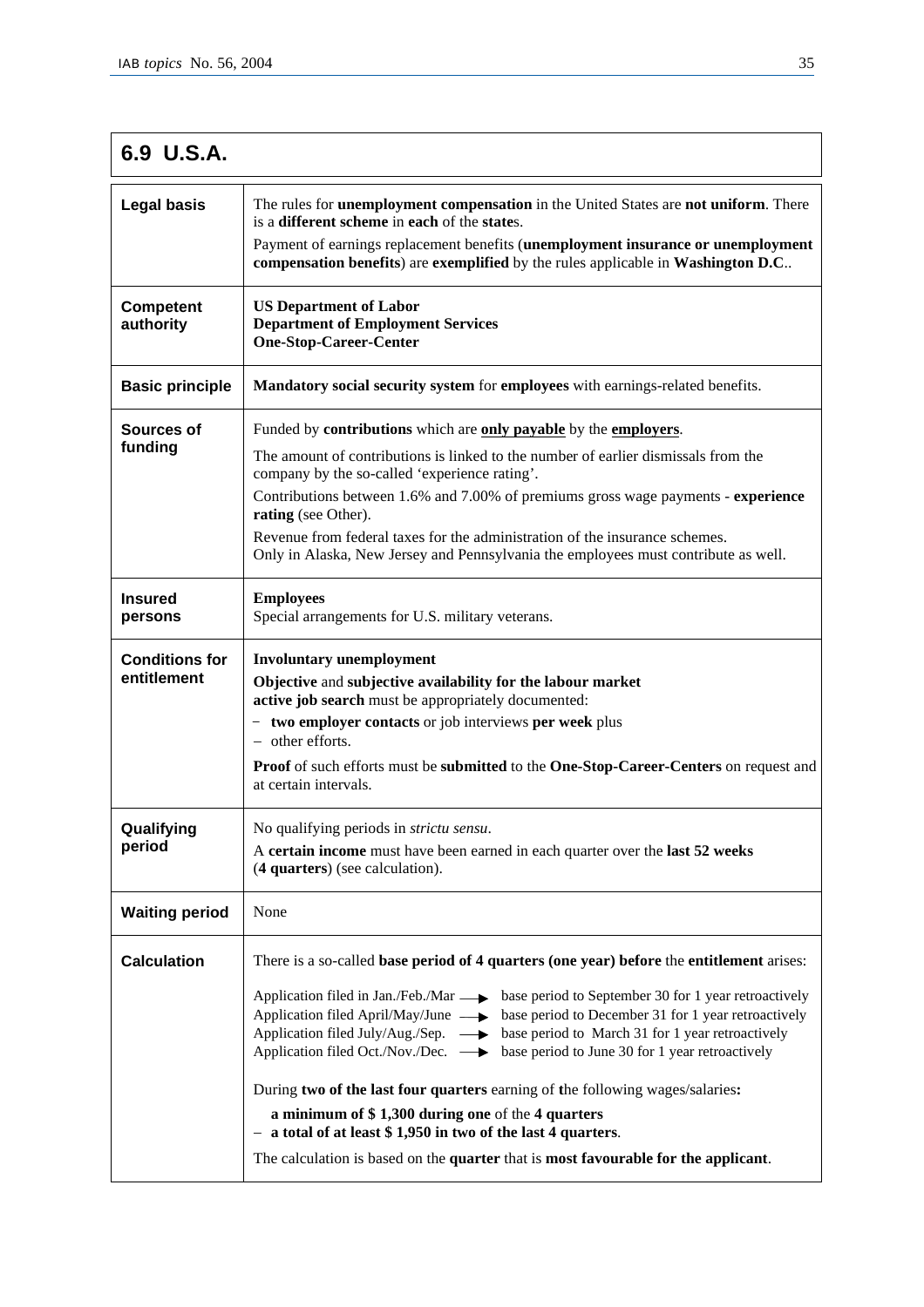## 6.9 U.S.A.

| | |
|---|---|
| **Legal basis** | The rules for **unemployment compensation** in the United States are **not uniform**. There is a **different scheme** in **each** of the **state**s.<br>Payment of earnings replacement benefits (**unemployment insurance or unemployment compensation benefits**) are **exemplified** by the rules applicable in **Washington D.C**.. |
| **Competent authority** | **US Department of Labor**<br>**Department of Employment Services**<br>**One-Stop-Career-Center** |
| **Basic principle** | **Mandatory social security system** for **employees** with earnings-related benefits. |
| **Sources of funding** | Funded by **contributions** which are **only payable** by the **employers**.<br>The amount of contributions is linked to the number of earlier dismissals from the company by the so-called 'experience rating'.<br>Contributions between 1.6% and 7.00% of premiums gross wage payments - **experience rating** (see Other).<br>Revenue from federal taxes for the administration of the insurance schemes.<br>Only in Alaska, New Jersey and Pennsylvania the employees must contribute as well. |
| **Insured persons** | **Employees**<br>Special arrangements for U.S. military veterans. |
| **Conditions for entitlement** | **Involuntary unemployment**<br>**Objective** and **subjective availability for the labour market**<br>**active job search** must be appropriately documented:<br>– **two employer contacts** or job interviews **per week** plus<br>– other efforts.<br>**Proof** of such efforts must be **submitted** to the **One-Stop-Career-Centers** on request and at certain intervals. |
| **Qualifying period** | No qualifying periods in *strictu sensu*.<br>A **certain income** must have been earned in each quarter over the **last 52 weeks** (**4 quarters**) (see calculation). |
| **Waiting period** | None |
| **Calculation** | There is a so-called **base period of 4 quarters (one year) before** the **entitlement** arises:<br>Application filed in Jan./Feb./Mar → base period to September 30 for 1 year retroactively<br>Application filed April/May/June → base period to December 31 for 1 year retroactively<br>Application filed July/Aug./Sep. → base period to March 31 for 1 year retroactively<br>Application filed Oct./Nov./Dec. → base period to June 30 for 1 year retroactively<br>During **two of the last four quarters** earning of the following wages/salaries**:**<br>**a minimum of $ 1,300 during one** of the **4 quarters**<br>– **a total of at least $ 1,950 in two of the last 4 quarters**.<br>The calculation is based on the **quarter** that is **most favourable for the applicant**. |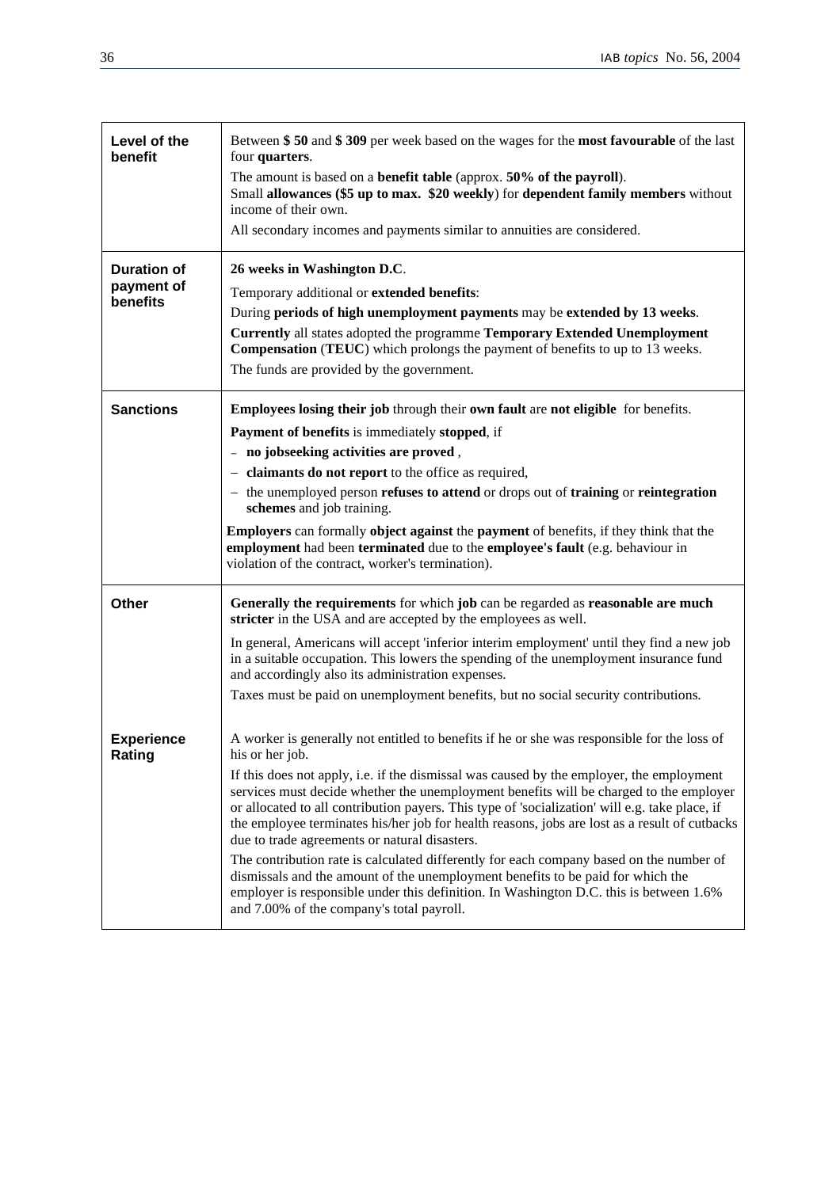| | |
|---|---|
| **Level of the benefit** | Between **$ 50** and **$ 309** per week based on the wages for the **most favourable** of the last four **quarters**.<br>The amount is based on a **benefit table** (approx. **50% of the payroll**).<br>Small **allowances ($5 up to max. $20 weekly**) for **dependent family members** without income of their own.<br>All secondary incomes and payments similar to annuities are considered. |
| **Duration of payment of benefits** | **26 weeks in Washington D.C**.<br>Temporary additional or **extended benefits**:<br>During **periods of high unemployment payments** may be **extended by 13 weeks**.<br>**Currently** all states adopted the programme **Temporary Extended Unemployment Compensation** (**TEUC**) which prolongs the payment of benefits to up to 13 weeks.<br>The funds are provided by the government. |
| **Sanctions** | **Employees losing their job** through their **own fault** are **not eligible** for benefits.<br>**Payment of benefits** is immediately **stopped**, if<br>– **no jobseeking activities are proved** ,<br>– **claimants do not report** to the office as required,<br>– the unemployed person **refuses to attend** or drops out of **training** or **reintegration schemes** and job training.<br>**Employers** can formally **object against** the **payment** of benefits, if they think that the **employment** had been **terminated** due to the **employee's fault** (e.g. behaviour in violation of the contract, worker's termination). |
| **Other** | **Generally the requirements** for which **job** can be regarded as **reasonable are much stricter** in the USA and are accepted by the employees as well.<br>In general, Americans will accept 'inferior interim employment' until they find a new job in a suitable occupation. This lowers the spending of the unemployment insurance fund and accordingly also its administration expenses.<br>Taxes must be paid on unemployment benefits, but no social security contributions. |
| **Experience Rating** | A worker is generally not entitled to benefits if he or she was responsible for the loss of his or her job.<br>If this does not apply, i.e. if the dismissal was caused by the employer, the employment services must decide whether the unemployment benefits will be charged to the employer or allocated to all contribution payers. This type of 'socialization' will e.g. take place, if the employee terminates his/her job for health reasons, jobs are lost as a result of cutbacks due to trade agreements or natural disasters.<br>The contribution rate is calculated differently for each company based on the number of dismissals and the amount of the unemployment benefits to be paid for which the employer is responsible under this definition. In Washington D.C. this is between 1.6% and 7.00% of the company's total payroll. |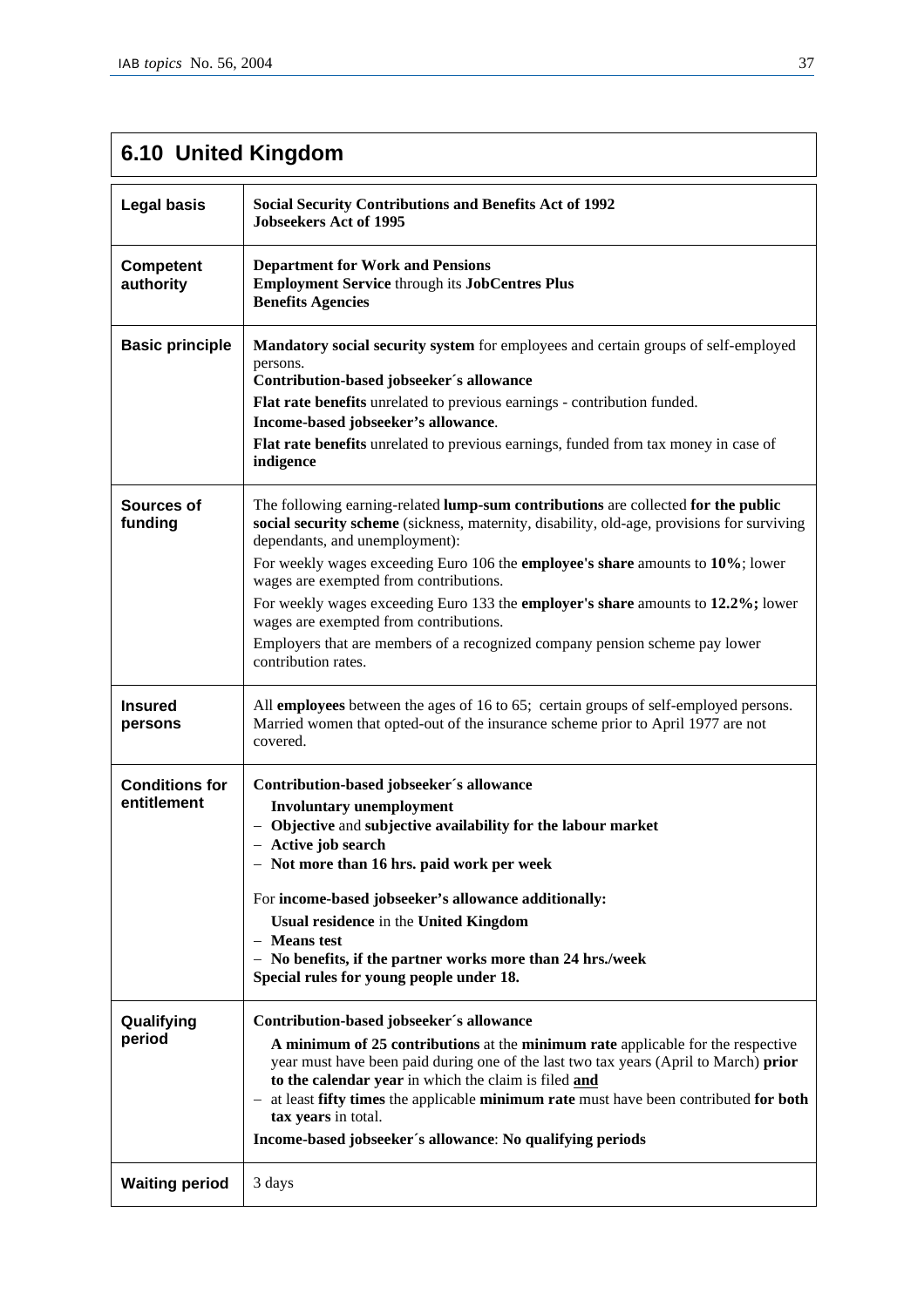## 6.10 United Kingdom

| | |
|---|---|
| **Legal basis** | **Social Security Contributions and Benefits Act of 1992**<br>**Jobseekers Act of 1995** |
| **Competent authority** | **Department for Work and Pensions**<br>**Employment Service** through its **JobCentres Plus**<br>**Benefits Agencies** |
| **Basic principle** | **Mandatory social security system** for employees and certain groups of self-employed persons.<br>**Contribution-based jobseeker´s allowance**<br>**Flat rate benefits** unrelated to previous earnings - contribution funded.<br>**Income-based jobseeker's allowance**.<br>**Flat rate benefits** unrelated to previous earnings, funded from tax money in case of **indigence** |
| **Sources of funding** | The following earning-related **lump-sum contributions** are collected **for the public social security scheme** (sickness, maternity, disability, old-age, provisions for surviving dependants, and unemployment):<br>For weekly wages exceeding Euro 106 the **employee's share** amounts to **10%**; lower wages are exempted from contributions.<br>For weekly wages exceeding Euro 133 the **employer's share** amounts to **12.2%;** lower wages are exempted from contributions.<br>Employers that are members of a recognized company pension scheme pay lower contribution rates. |
| **Insured persons** | All **employees** between the ages of 16 to 65; certain groups of self-employed persons. Married women that opted-out of the insurance scheme prior to April 1977 are not covered. |
| **Conditions for entitlement** | **Contribution-based jobseeker´s allowance**<br>**Involuntary unemployment**<br>– **Objective** and **subjective availability for the labour market**<br>– **Active job search**<br>– **Not more than 16 hrs. paid work per week**<br><br>For **income-based jobseeker's allowance additionally:**<br>**Usual residence** in the **United Kingdom**<br>– **Means test**<br>– **No benefits, if the partner works more than 24 hrs./week**<br>**Special rules for young people under 18.** |
| **Qualifying period** | **Contribution-based jobseeker´s allowance**<br>**A minimum of 25 contributions** at the **minimum rate** applicable for the respective year must have been paid during one of the last two tax years (April to March) **prior to the calendar year** in which the claim is filed **and**<br>– at least **fifty times** the applicable **minimum rate** must have been contributed **for both tax years** in total.<br>**Income-based jobseeker´s allowance**: **No qualifying periods** |
| **Waiting period** | 3 days |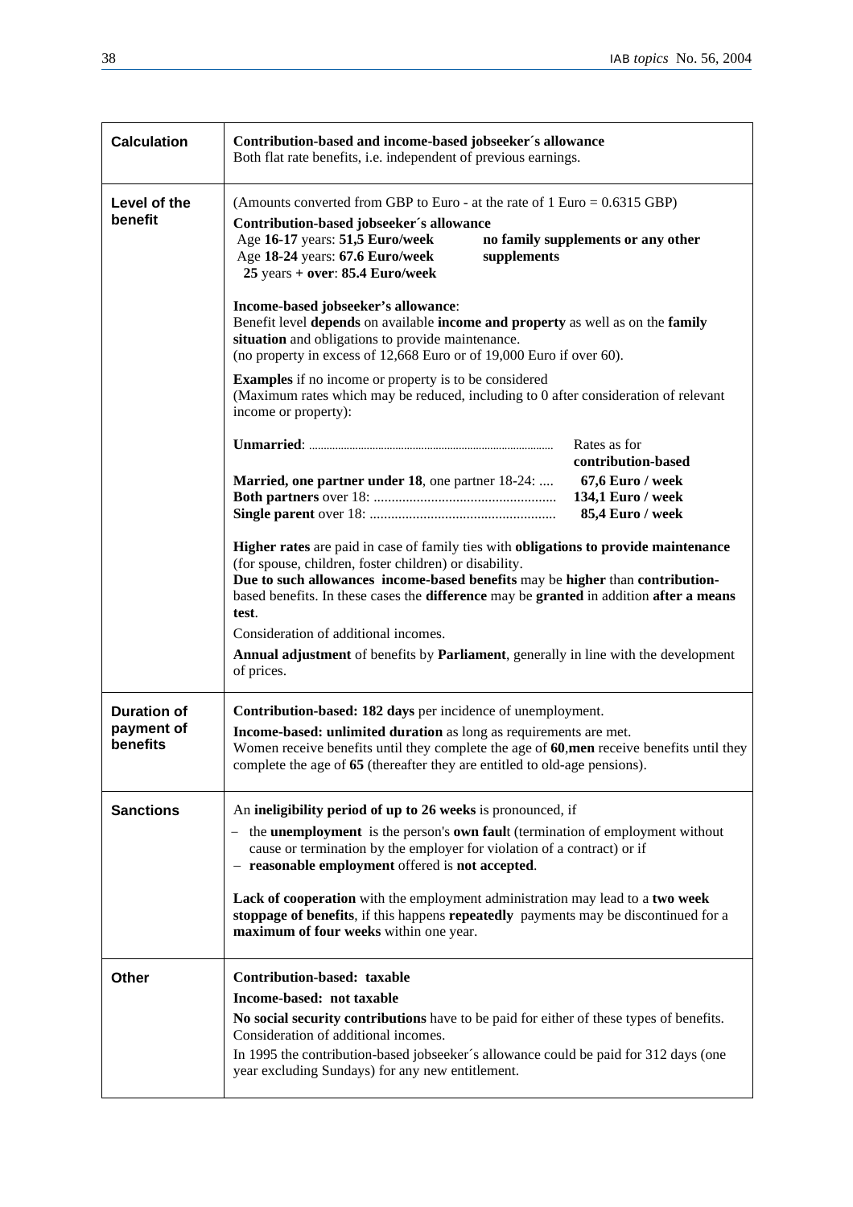| | |
|---|---|
| **Calculation** | **Contribution-based and income-based jobseeker´s allowance**<br>Both flat rate benefits, i.e. independent of previous earnings. |
| **Level of the benefit** | (Amounts converted from GBP to Euro - at the rate of 1 Euro = 0.6315 GBP)<br>**Contribution-based jobseeker´s allowance**<br>Age **16-17** years: **51,5 Euro/week**<br>Age **18-24** years: **67.6 Euro/week**<br>**25** years **+ over**: **85.4 Euro/week**<br>**no family supplements or any other supplements**<br><br>**Income-based jobseeker's allowance**:<br>Benefit level **depends** on available **income and property** as well as on the **family situation** and obligations to provide maintenance.<br>(no property in excess of 12,668 Euro or of 19,000 Euro if over 60).<br><br>**Examples** if no income or property is to be considered<br>(Maximum rates which may be reduced, including to 0 after consideration of relevant income or property):<br><br>**Unmarried**: ........ Rates as for **contribution-based**<br>**Married, one partner under 18**, one partner 18-24: .... **67,6 Euro / week**<br>**Both partners** over 18: ........ **134,1 Euro / week**<br>**Single parent** over 18: ........ **85,4 Euro / week**<br><br>**Higher rates** are paid in case of family ties with **obligations to provide maintenance** (for spouse, children, foster children) or disability.<br>**Due to such allowances income-based benefits** may be **higher** than **contribution-**based benefits. In these cases the **difference** may be **granted** in addition **after a means test**.<br>Consideration of additional incomes.<br>**Annual adjustment** of benefits by **Parliament**, generally in line with the development of prices. |
| **Duration of payment of benefits** | **Contribution-based: 182 days** per incidence of unemployment.<br>**Income-based: unlimited duration** as long as requirements are met.<br>Women receive benefits until they complete the age of **60**,**men** receive benefits until they complete the age of **65** (thereafter they are entitled to old-age pensions). |
| **Sanctions** | An **ineligibility period of up to 26 weeks** is pronounced, if<br>– the **unemployment** is the person's **own faul**t (termination of employment without cause or termination by the employer for violation of a contract) or if<br>– **reasonable employment** offered is **not accepted**.<br><br>**Lack of cooperation** with the employment administration may lead to a **two week stoppage of benefits**, if this happens **repeatedly** payments may be discontinued for a **maximum of four weeks** within one year. |
| **Other** | **Contribution-based: taxable**<br>**Income-based: not taxable**<br>**No social security contributions** have to be paid for either of these types of benefits.<br>Consideration of additional incomes.<br>In 1995 the contribution-based jobseeker´s allowance could be paid for 312 days (one year excluding Sundays) for any new entitlement. |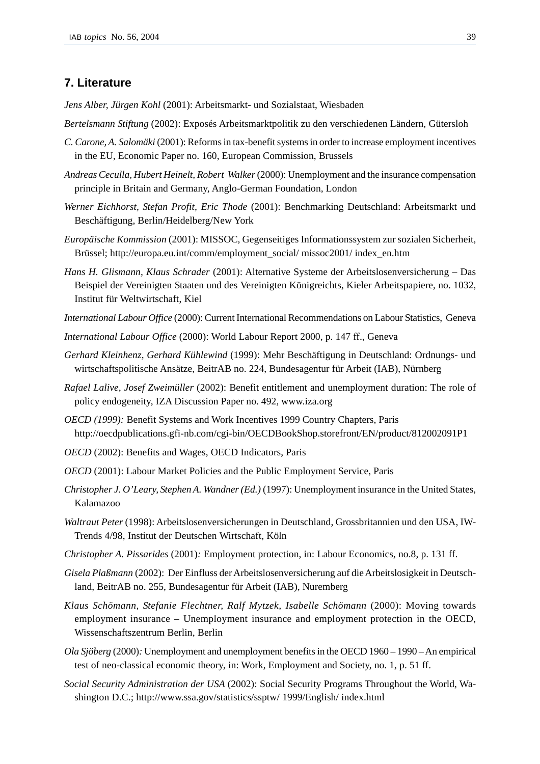## 7. Literature

*Jens Alber, Jürgen Kohl* (2001): Arbeitsmarkt- und Sozialstaat, Wiesbaden

*Bertelsmann Stiftung* (2002): Exposés Arbeitsmarktpolitik zu den verschiedenen Ländern, Gütersloh

*C. Carone, A. Salomäki* (2001): Reforms in tax-benefit systems in order to increase employment incentives in the EU, Economic Paper no. 160, European Commission, Brussels

*Andreas Ceculla, Hubert Heinelt, Robert Walker* (2000): Unemployment and the insurance compensation principle in Britain and Germany, Anglo-German Foundation, London

*Werner Eichhorst, Stefan Profit, Eric Thode* (2001): Benchmarking Deutschland: Arbeitsmarkt und Beschäftigung, Berlin/Heidelberg/New York

*Europäische Kommission* (2001): MISSOC, Gegenseitiges Informationssystem zur sozialen Sicherheit, Brüssel; http://europa.eu.int/comm/employment_social/ missoc2001/ index_en.htm

*Hans H. Glismann, Klaus Schrader* (2001): Alternative Systeme der Arbeitslosenversicherung – Das Beispiel der Vereinigten Staaten und des Vereinigten Königreichts, Kieler Arbeitspapiere, no. 1032, Institut für Weltwirtschaft, Kiel

*International Labour Office* (2000): Current International Recommendations on Labour Statistics, Geneva

*International Labour Office* (2000): World Labour Report 2000, p. 147 ff., Geneva

*Gerhard Kleinhenz, Gerhard Kühlewind* (1999): Mehr Beschäftigung in Deutschland: Ordnungs- und wirtschaftspolitische Ansätze, BeitrAB no. 224, Bundesagentur für Arbeit (IAB), Nürnberg

*Rafael Lalive, Josef Zweimüller* (2002): Benefit entitlement and unemployment duration: The role of policy endogeneity, IZA Discussion Paper no. 492, www.iza.org

*OECD (1999):* Benefit Systems and Work Incentives 1999 Country Chapters, Paris http://oecdpublications.gfi-nb.com/cgi-bin/OECDBookShop.storefront/EN/product/812002091P1

*OECD* (2002): Benefits and Wages, OECD Indicators, Paris

*OECD* (2001): Labour Market Policies and the Public Employment Service, Paris

*Christopher J. O'Leary, Stephen A. Wandner (Ed.)* (1997): Unemployment insurance in the United States, Kalamazoo

*Waltraut Peter* (1998): Arbeitslosenversicherungen in Deutschland, Grossbritannien und den USA, IW-Trends 4/98, Institut der Deutschen Wirtschaft, Köln

*Christopher A. Pissarides* (2001)*:* Employment protection, in: Labour Economics, no.8, p. 131 ff.

*Gisela Plaßmann* (2002): Der Einfluss der Arbeitslosenversicherung auf die Arbeitslosigkeit in Deutschland, BeitrAB no. 255, Bundesagentur für Arbeit (IAB), Nuremberg

*Klaus Schömann, Stefanie Flechtner, Ralf Mytzek, Isabelle Schömann* (2000): Moving towards employment insurance – Unemployment insurance and employment protection in the OECD, Wissenschaftszentrum Berlin, Berlin

*Ola Sjöberg* (2000)*:* Unemployment and unemployment benefits in the OECD 1960 – 1990 – An empirical test of neo-classical economic theory, in: Work, Employment and Society, no. 1, p. 51 ff.

*Social Security Administration der USA* (2002): Social Security Programs Throughout the World, Washington D.C.; http://www.ssa.gov/statistics/ssptw/ 1999/English/ index.html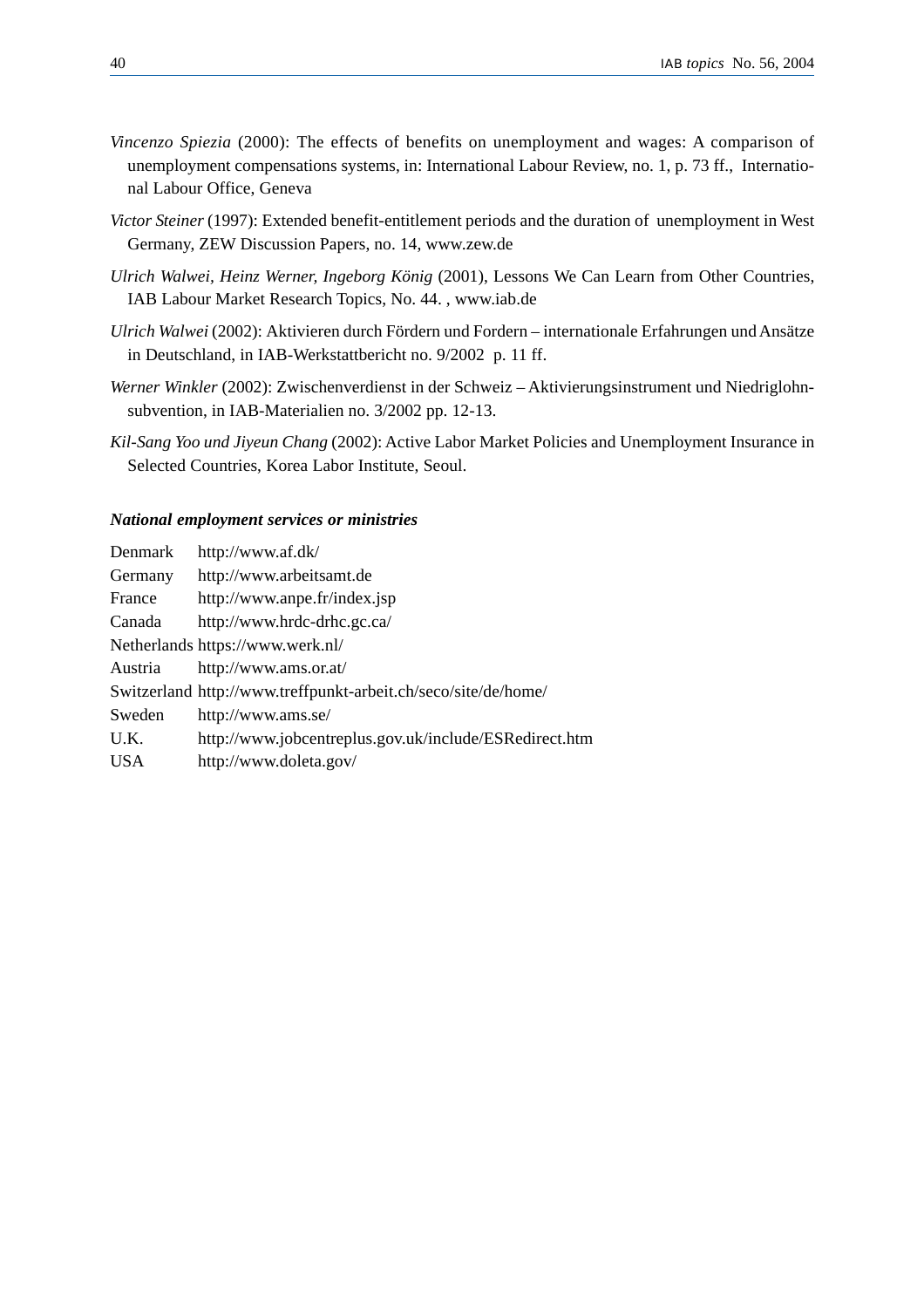*Vincenzo Spiezia* (2000): The effects of benefits on unemployment and wages: A comparison of unemployment compensations systems, in: International Labour Review, no. 1, p. 73 ff., International Labour Office, Geneva

*Victor Steiner* (1997): Extended benefit-entitlement periods and the duration of unemployment in West Germany, ZEW Discussion Papers, no. 14, www.zew.de

*Ulrich Walwei, Heinz Werner, Ingeborg König* (2001), Lessons We Can Learn from Other Countries, IAB Labour Market Research Topics, No. 44. , www.iab.de

*Ulrich Walwei* (2002): Aktivieren durch Fördern und Fordern – internationale Erfahrungen und Ansätze in Deutschland, in IAB-Werkstattbericht no. 9/2002 p. 11 ff.

*Werner Winkler* (2002): Zwischenverdienst in der Schweiz – Aktivierungsinstrument und Niedriglohnsubvention, in IAB-Materialien no. 3/2002 pp. 12-13.

*Kil-Sang Yoo und Jiyeun Chang* (2002): Active Labor Market Policies and Unemployment Insurance in Selected Countries, Korea Labor Institute, Seoul.

***National employment services or ministries***

| | |
|---|---|
| Denmark | http://www.af.dk/ |
| Germany | http://www.arbeitsamt.de |
| France | http://www.anpe.fr/index.jsp |
| Canada | http://www.hrdc-drhc.gc.ca/ |
| Netherlands | https://www.werk.nl/ |
| Austria | http://www.ams.or.at/ |
| Switzerland | http://www.treffpunkt-arbeit.ch/seco/site/de/home/ |
| Sweden | http://www.ams.se/ |
| U.K. | http://www.jobcentreplus.gov.uk/include/ESRedirect.htm |
| USA | http://www.doleta.gov/ |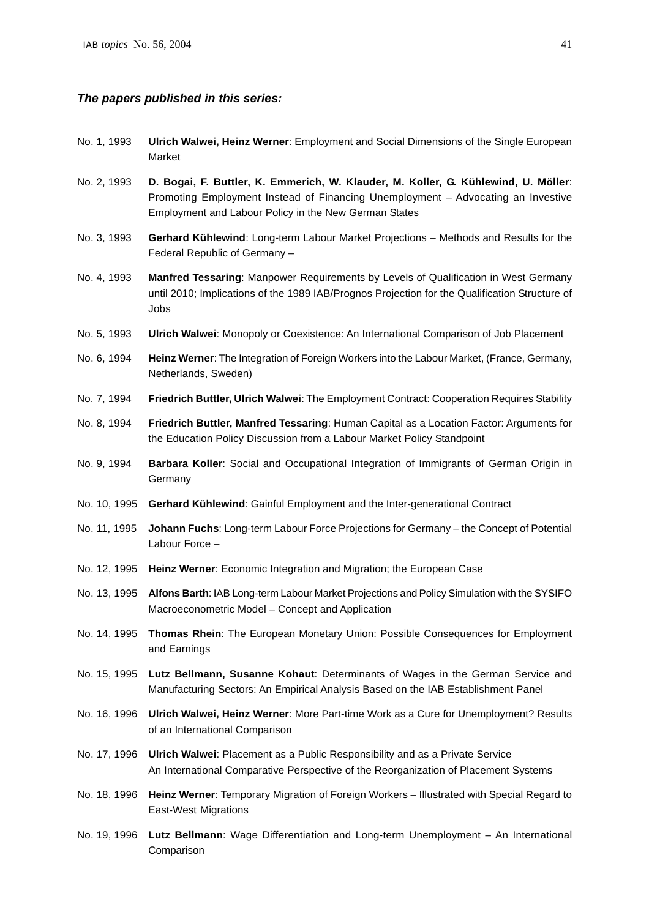***The papers published in this series:***

No. 1, 1993 **Ulrich Walwei, Heinz Werner**: Employment and Social Dimensions of the Single European Market

No. 2, 1993 **D. Bogai, F. Buttler, K. Emmerich, W. Klauder, M. Koller, G. Kühlewind, U. Möller**: Promoting Employment Instead of Financing Unemployment – Advocating an Investive Employment and Labour Policy in the New German States

No. 3, 1993 **Gerhard Kühlewind**: Long-term Labour Market Projections – Methods and Results for the Federal Republic of Germany –

No. 4, 1993 **Manfred Tessaring**: Manpower Requirements by Levels of Qualification in West Germany until 2010; Implications of the 1989 IAB/Prognos Projection for the Qualification Structure of Jobs

No. 5, 1993 **Ulrich Walwei**: Monopoly or Coexistence: An International Comparison of Job Placement

No. 6, 1994 **Heinz Werner**: The Integration of Foreign Workers into the Labour Market, (France, Germany, Netherlands, Sweden)

No. 7, 1994 **Friedrich Buttler, Ulrich Walwei**: The Employment Contract: Cooperation Requires Stability

No. 8, 1994 **Friedrich Buttler, Manfred Tessaring**: Human Capital as a Location Factor: Arguments for the Education Policy Discussion from a Labour Market Policy Standpoint

No. 9, 1994 **Barbara Koller**: Social and Occupational Integration of Immigrants of German Origin in Germany

No. 10, 1995 **Gerhard Kühlewind**: Gainful Employment and the Inter-generational Contract

No. 11, 1995 **Johann Fuchs**: Long-term Labour Force Projections for Germany – the Concept of Potential Labour Force –

No. 12, 1995 **Heinz Werner**: Economic Integration and Migration; the European Case

No. 13, 1995 **Alfons Barth**: IAB Long-term Labour Market Projections and Policy Simulation with the SYSIFO Macroeconometric Model – Concept and Application

No. 14, 1995 **Thomas Rhein**: The European Monetary Union: Possible Consequences for Employment and Earnings

No. 15, 1995 **Lutz Bellmann, Susanne Kohaut**: Determinants of Wages in the German Service and Manufacturing Sectors: An Empirical Analysis Based on the IAB Establishment Panel

No. 16, 1996 **Ulrich Walwei, Heinz Werner**: More Part-time Work as a Cure for Unemployment? Results of an International Comparison

No. 17, 1996 **Ulrich Walwei**: Placement as a Public Responsibility and as a Private Service An International Comparative Perspective of the Reorganization of Placement Systems

No. 18, 1996 **Heinz Werner**: Temporary Migration of Foreign Workers – Illustrated with Special Regard to East-West Migrations

No. 19, 1996 **Lutz Bellmann**: Wage Differentiation and Long-term Unemployment – An International Comparison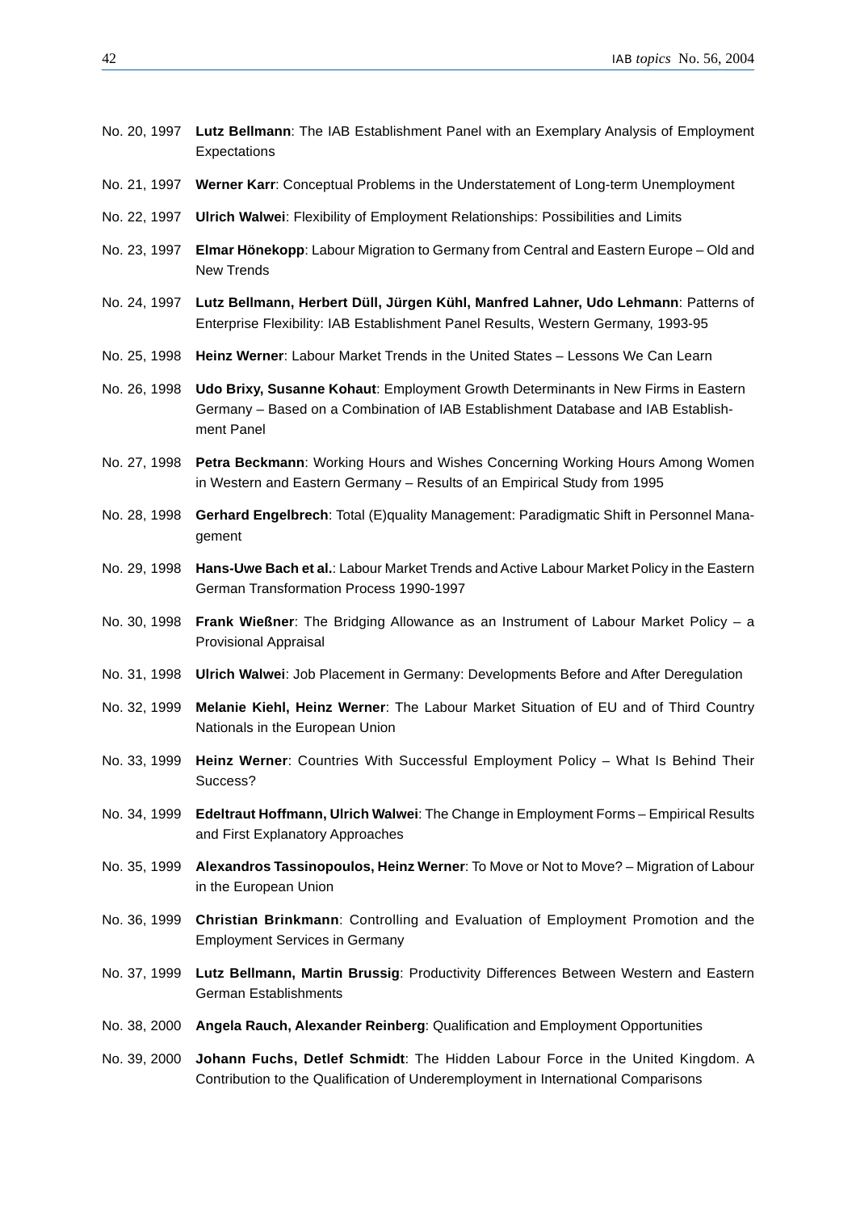No. 20, 1997 **Lutz Bellmann**: The IAB Establishment Panel with an Exemplary Analysis of Employment Expectations

No. 21, 1997 **Werner Karr**: Conceptual Problems in the Understatement of Long-term Unemployment

No. 22, 1997 **Ulrich Walwei**: Flexibility of Employment Relationships: Possibilities and Limits

No. 23, 1997 **Elmar Hönekopp**: Labour Migration to Germany from Central and Eastern Europe – Old and New Trends

No. 24, 1997 **Lutz Bellmann, Herbert Düll, Jürgen Kühl, Manfred Lahner, Udo Lehmann**: Patterns of Enterprise Flexibility: IAB Establishment Panel Results, Western Germany, 1993-95

No. 25, 1998 **Heinz Werner**: Labour Market Trends in the United States – Lessons We Can Learn

No. 26, 1998 **Udo Brixy, Susanne Kohaut**: Employment Growth Determinants in New Firms in Eastern Germany – Based on a Combination of IAB Establishment Database and IAB Establishment Panel

No. 27, 1998 **Petra Beckmann**: Working Hours and Wishes Concerning Working Hours Among Women in Western and Eastern Germany – Results of an Empirical Study from 1995

No. 28, 1998 **Gerhard Engelbrech**: Total (E)quality Management: Paradigmatic Shift in Personnel Management

No. 29, 1998 **Hans-Uwe Bach et al.**: Labour Market Trends and Active Labour Market Policy in the Eastern German Transformation Process 1990-1997

No. 30, 1998 **Frank Wießner**: The Bridging Allowance as an Instrument of Labour Market Policy – a Provisional Appraisal

No. 31, 1998 **Ulrich Walwei**: Job Placement in Germany: Developments Before and After Deregulation

No. 32, 1999 **Melanie Kiehl, Heinz Werner**: The Labour Market Situation of EU and of Third Country Nationals in the European Union

No. 33, 1999 **Heinz Werner**: Countries With Successful Employment Policy – What Is Behind Their Success?

No. 34, 1999 **Edeltraut Hoffmann, Ulrich Walwei**: The Change in Employment Forms – Empirical Results and First Explanatory Approaches

No. 35, 1999 **Alexandros Tassinopoulos, Heinz Werner**: To Move or Not to Move? – Migration of Labour in the European Union

No. 36, 1999 **Christian Brinkmann**: Controlling and Evaluation of Employment Promotion and the Employment Services in Germany

No. 37, 1999 **Lutz Bellmann, Martin Brussig**: Productivity Differences Between Western and Eastern German Establishments

No. 38, 2000 **Angela Rauch, Alexander Reinberg**: Qualification and Employment Opportunities

No. 39, 2000 **Johann Fuchs, Detlef Schmidt**: The Hidden Labour Force in the United Kingdom. A Contribution to the Qualification of Underemployment in International Comparisons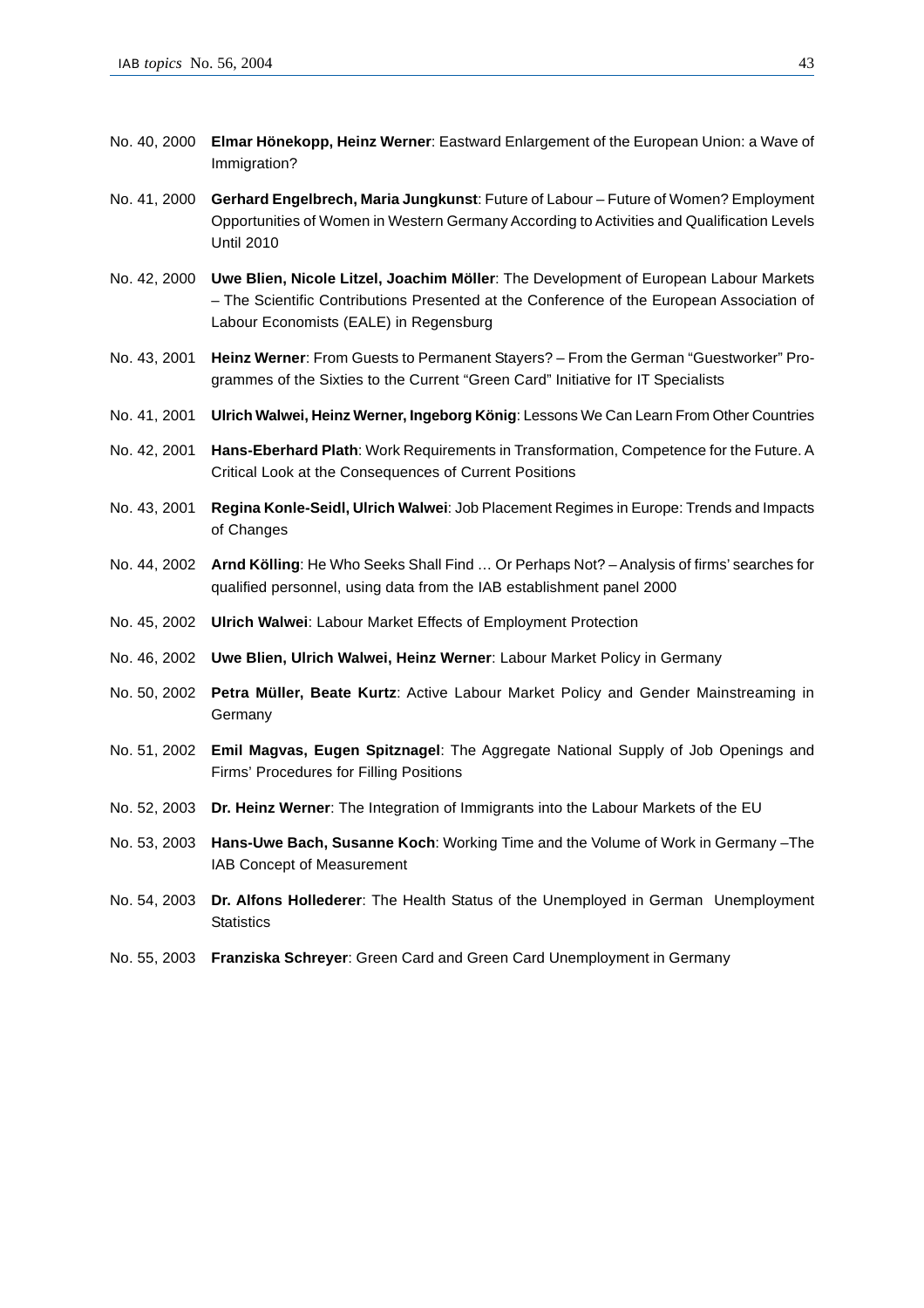No. 40, 2000 **Elmar Hönekopp, Heinz Werner**: Eastward Enlargement of the European Union: a Wave of Immigration?

No. 41, 2000 **Gerhard Engelbrech, Maria Jungkunst**: Future of Labour – Future of Women? Employment Opportunities of Women in Western Germany According to Activities and Qualification Levels Until 2010

No. 42, 2000 **Uwe Blien, Nicole Litzel, Joachim Möller**: The Development of European Labour Markets – The Scientific Contributions Presented at the Conference of the European Association of Labour Economists (EALE) in Regensburg

No. 43, 2001 **Heinz Werner**: From Guests to Permanent Stayers? – From the German "Guestworker" Programmes of the Sixties to the Current "Green Card" Initiative for IT Specialists

No. 41, 2001 **Ulrich Walwei, Heinz Werner, Ingeborg König**: Lessons We Can Learn From Other Countries

No. 42, 2001 **Hans-Eberhard Plath**: Work Requirements in Transformation, Competence for the Future. A Critical Look at the Consequences of Current Positions

No. 43, 2001 **Regina Konle-Seidl, Ulrich Walwei**: Job Placement Regimes in Europe: Trends and Impacts of Changes

No. 44, 2002 **Arnd Kölling**: He Who Seeks Shall Find … Or Perhaps Not? – Analysis of firms' searches for qualified personnel, using data from the IAB establishment panel 2000

No. 45, 2002 **Ulrich Walwei**: Labour Market Effects of Employment Protection

No. 46, 2002 **Uwe Blien, Ulrich Walwei, Heinz Werner**: Labour Market Policy in Germany

No. 50, 2002 **Petra Müller, Beate Kurtz**: Active Labour Market Policy and Gender Mainstreaming in Germany

No. 51, 2002 **Emil Magvas, Eugen Spitznagel**: The Aggregate National Supply of Job Openings and Firms' Procedures for Filling Positions

No. 52, 2003 **Dr. Heinz Werner**: The Integration of Immigrants into the Labour Markets of the EU

No. 53, 2003 **Hans-Uwe Bach, Susanne Koch**: Working Time and the Volume of Work in Germany –The IAB Concept of Measurement

No. 54, 2003 **Dr. Alfons Hollederer**: The Health Status of the Unemployed in German Unemployment Statistics

No. 55, 2003 **Franziska Schreyer**: Green Card and Green Card Unemployment in Germany